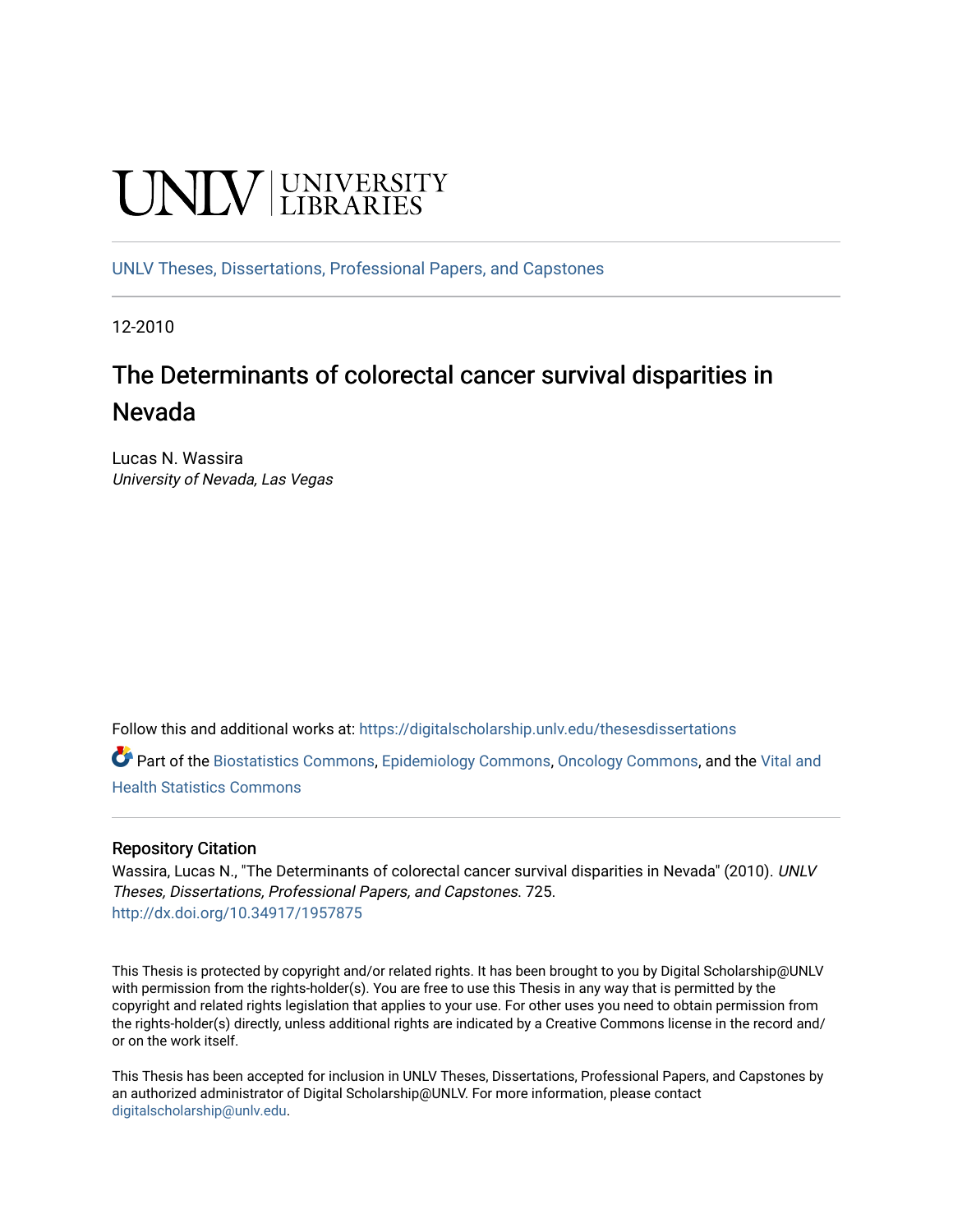UNLV | UNIVERSITY LIBRARIES

UNLV Theses, Dissertations, Professional Papers, and Capstones

12-2010

# The Determinants of colorectal cancer survival disparities in Nevada

Lucas N. Wassira
*University of Nevada, Las Vegas*

Follow this and additional works at: https://digitalscholarship.unlv.edu/thesesdissertations

Part of the Biostatistics Commons, Epidemiology Commons, Oncology Commons, and the Vital and Health Statistics Commons

## Repository Citation

Wassira, Lucas N., "The Determinants of colorectal cancer survival disparities in Nevada" (2010). *UNLV Theses, Dissertations, Professional Papers, and Capstones*. 725.
http://dx.doi.org/10.34917/1957875

This Thesis is protected by copyright and/or related rights. It has been brought to you by Digital Scholarship@UNLV with permission from the rights-holder(s). You are free to use this Thesis in any way that is permitted by the copyright and related rights legislation that applies to your use. For other uses you need to obtain permission from the rights-holder(s) directly, unless additional rights are indicated by a Creative Commons license in the record and/or on the work itself.

This Thesis has been accepted for inclusion in UNLV Theses, Dissertations, Professional Papers, and Capstones by an authorized administrator of Digital Scholarship@UNLV. For more information, please contact digitalscholarship@unlv.edu.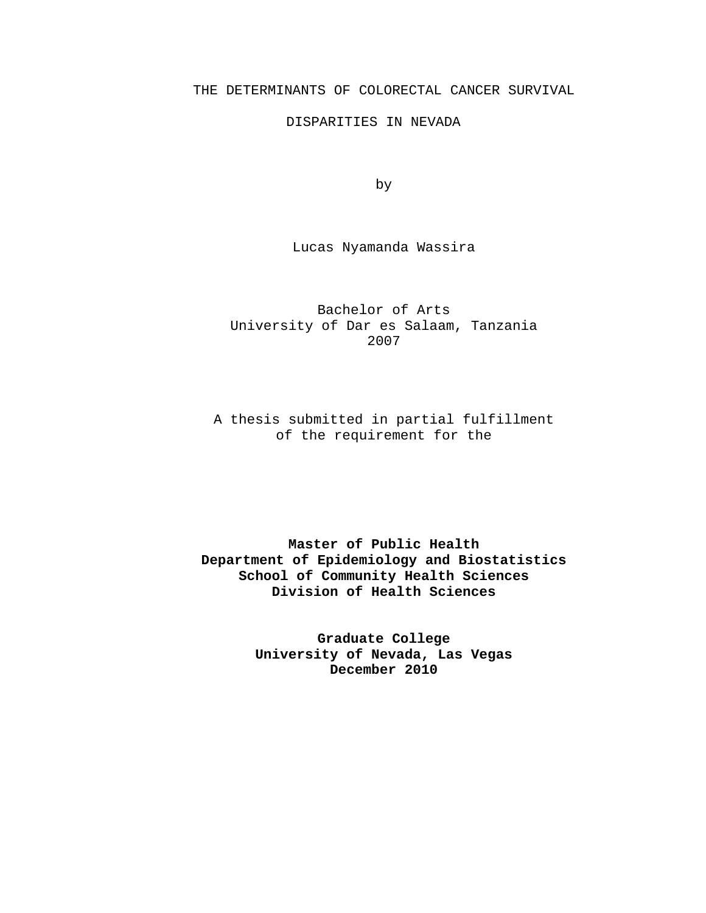THE DETERMINANTS OF COLORECTAL CANCER SURVIVAL

DISPARITIES IN NEVADA

by

Lucas Nyamanda Wassira

Bachelor of Arts
University of Dar es Salaam, Tanzania
2007

A thesis submitted in partial fulfillment
of the requirement for the

**Master of Public Health**
**Department of Epidemiology and Biostatistics**
**School of Community Health Sciences**
**Division of Health Sciences**

**Graduate College**
**University of Nevada, Las Vegas**
**December 2010**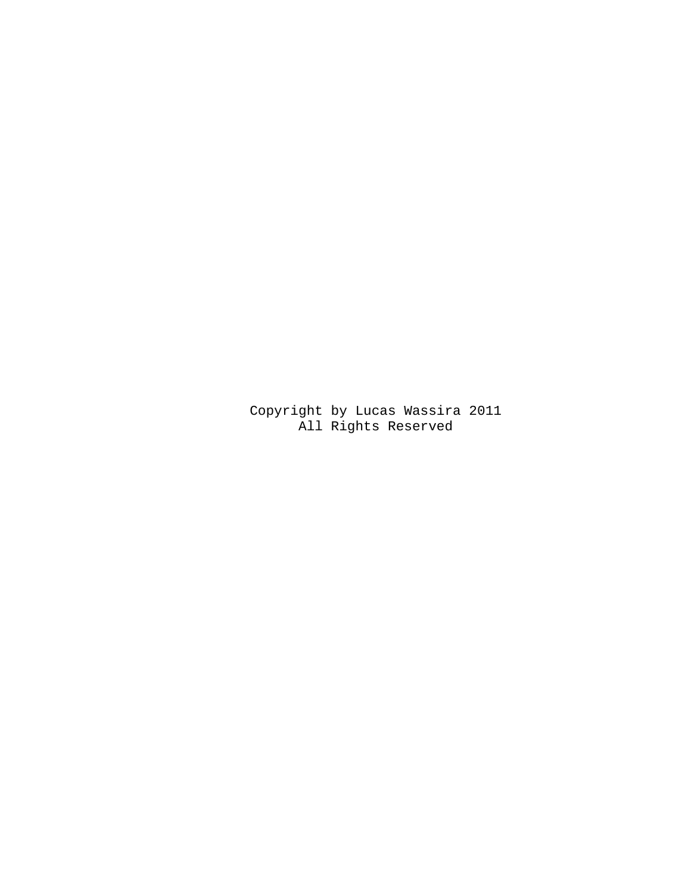Copyright by Lucas Wassira 2011
All Rights Reserved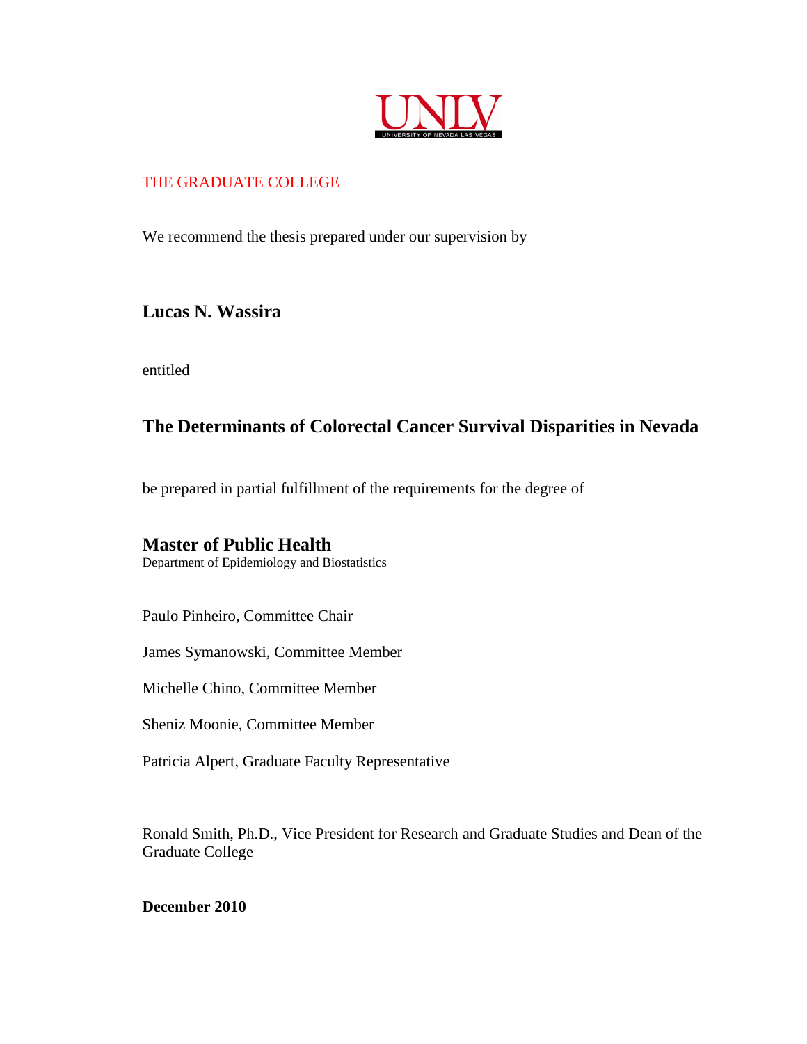UNLV
UNIVERSITY OF NEVADA LAS VEGAS

THE GRADUATE COLLEGE

We recommend the thesis prepared under our supervision by

**Lucas N. Wassira**

entitled

**The Determinants of Colorectal Cancer Survival Disparities in Nevada**

be prepared in partial fulfillment of the requirements for the degree of

**Master of Public Health**
Department of Epidemiology and Biostatistics

Paulo Pinheiro, Committee Chair

James Symanowski, Committee Member

Michelle Chino, Committee Member

Sheniz Moonie, Committee Member

Patricia Alpert, Graduate Faculty Representative

Ronald Smith, Ph.D., Vice President for Research and Graduate Studies and Dean of the Graduate College

**December 2010**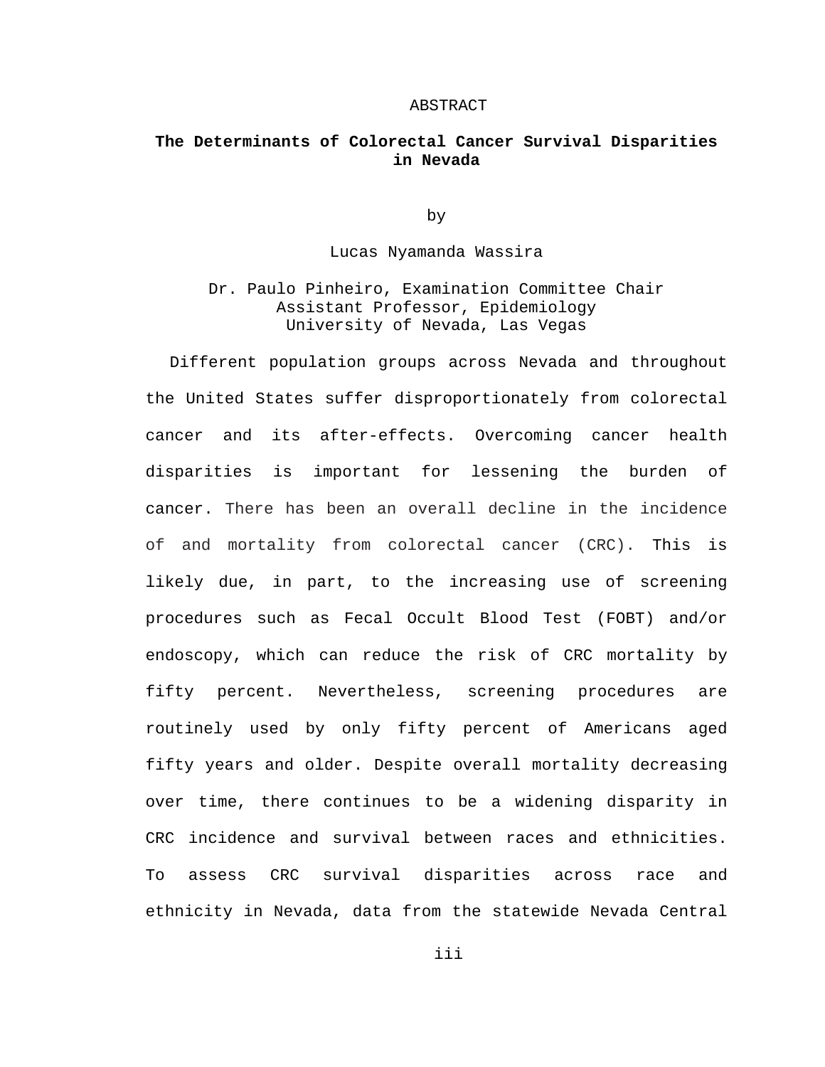ABSTRACT

**The Determinants of Colorectal Cancer Survival Disparities in Nevada**

by

Lucas Nyamanda Wassira

Dr. Paulo Pinheiro, Examination Committee Chair
Assistant Professor, Epidemiology
University of Nevada, Las Vegas

Different population groups across Nevada and throughout the United States suffer disproportionately from colorectal cancer and its after-effects. Overcoming cancer health disparities is important for lessening the burden of cancer. There has been an overall decline in the incidence of and mortality from colorectal cancer (CRC). This is likely due, in part, to the increasing use of screening procedures such as Fecal Occult Blood Test (FOBT) and/or endoscopy, which can reduce the risk of CRC mortality by fifty percent. Nevertheless, screening procedures are routinely used by only fifty percent of Americans aged fifty years and older. Despite overall mortality decreasing over time, there continues to be a widening disparity in CRC incidence and survival between races and ethnicities. To assess CRC survival disparities across race and ethnicity in Nevada, data from the statewide Nevada Central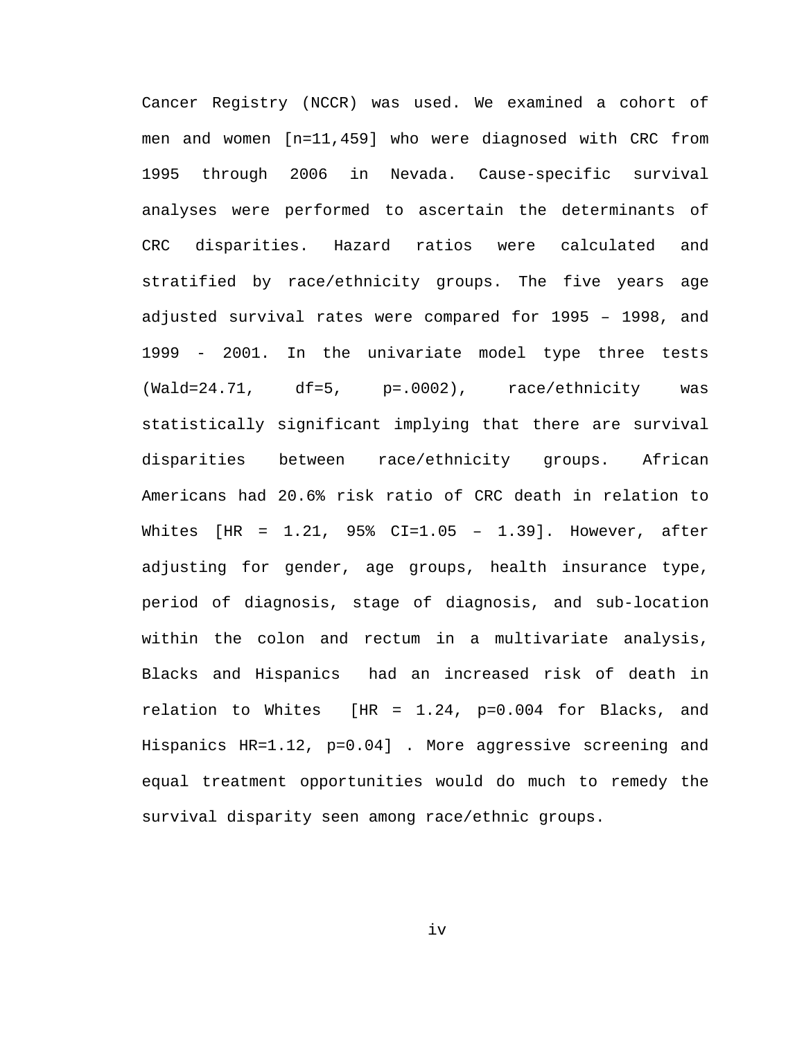Cancer Registry (NCCR) was used. We examined a cohort of men and women [n=11,459] who were diagnosed with CRC from 1995 through 2006 in Nevada. Cause-specific survival analyses were performed to ascertain the determinants of CRC disparities. Hazard ratios were calculated and stratified by race/ethnicity groups. The five years age adjusted survival rates were compared for 1995 – 1998, and 1999 - 2001. In the univariate model type three tests (Wald=24.71, df=5, p=.0002), race/ethnicity was statistically significant implying that there are survival disparities between race/ethnicity groups. African Americans had 20.6% risk ratio of CRC death in relation to Whites [HR = 1.21, 95% CI=1.05 – 1.39]. However, after adjusting for gender, age groups, health insurance type, period of diagnosis, stage of diagnosis, and sub-location within the colon and rectum in a multivariate analysis, Blacks and Hispanics had an increased risk of death in relation to Whites [HR = 1.24, p=0.004 for Blacks, and Hispanics HR=1.12, p=0.04] . More aggressive screening and equal treatment opportunities would do much to remedy the survival disparity seen among race/ethnic groups.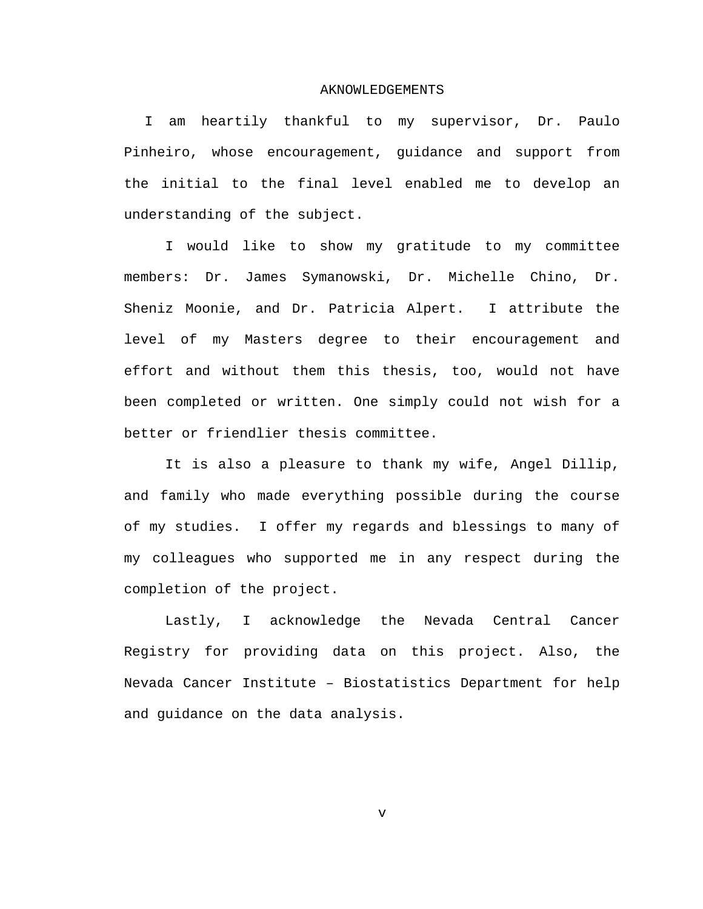# AKNOWLEDGEMENTS

I am heartily thankful to my supervisor, Dr. Paulo Pinheiro, whose encouragement, guidance and support from the initial to the final level enabled me to develop an understanding of the subject.

I would like to show my gratitude to my committee members: Dr. James Symanowski, Dr. Michelle Chino, Dr. Sheniz Moonie, and Dr. Patricia Alpert. I attribute the level of my Masters degree to their encouragement and effort and without them this thesis, too, would not have been completed or written. One simply could not wish for a better or friendlier thesis committee.

It is also a pleasure to thank my wife, Angel Dillip, and family who made everything possible during the course of my studies. I offer my regards and blessings to many of my colleagues who supported me in any respect during the completion of the project.

Lastly, I acknowledge the Nevada Central Cancer Registry for providing data on this project. Also, the Nevada Cancer Institute – Biostatistics Department for help and guidance on the data analysis.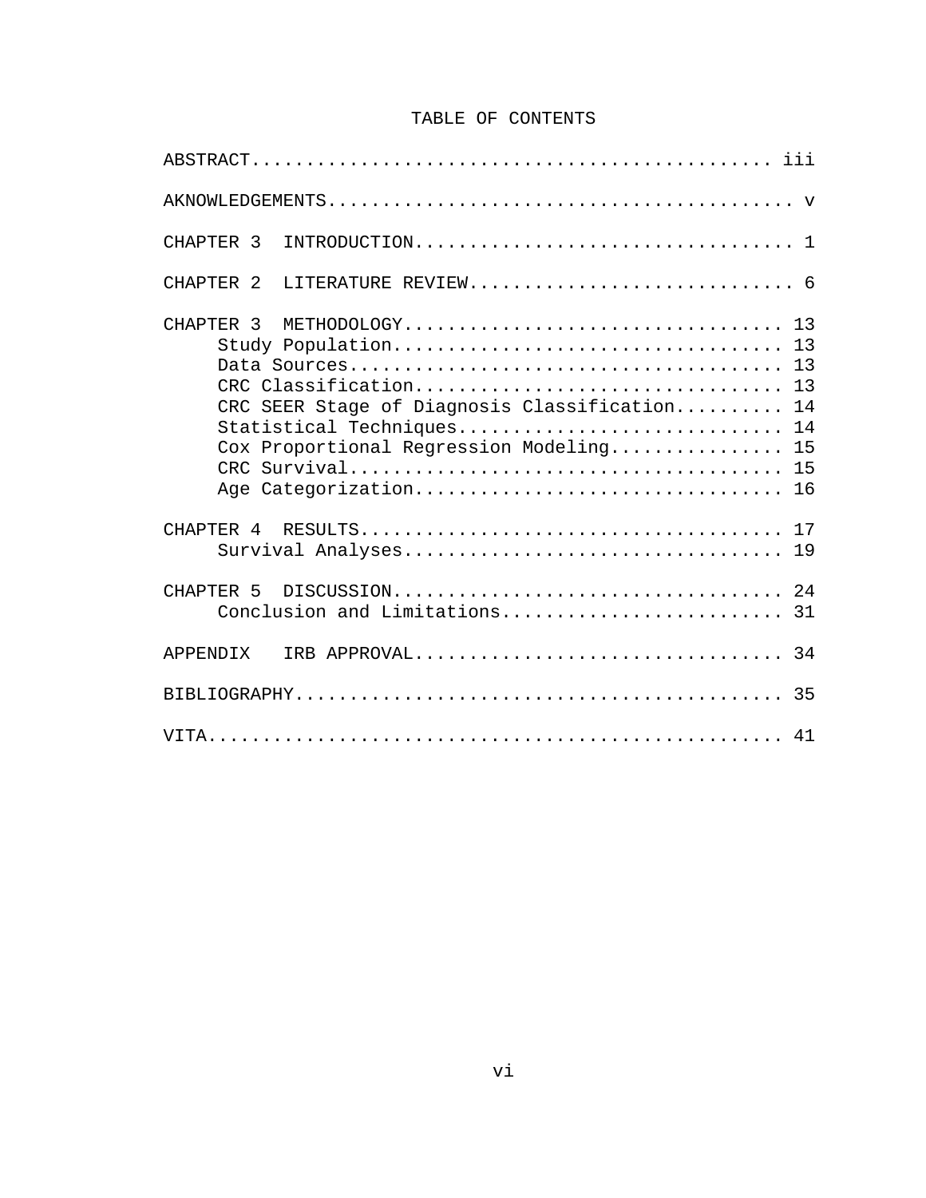# TABLE OF CONTENTS

ABSTRACT............................................... iii

AKNOWLEDGEMENTS.......................................... v

CHAPTER 3 INTRODUCTION................................... 1

CHAPTER 2 LITERATURE REVIEW.............................. 6

CHAPTER 3 METHODOLOGY.................................. 13
- Study Population...................................... 13
- Data Sources.......................................... 13
- CRC Classification.................................... 13
- CRC SEER Stage of Diagnosis Classification............ 14
- Statistical Techniques................................ 14
- Cox Proportional Regression Modeling.................. 15
- CRC Survival.......................................... 15
- Age Categorization.................................... 16

CHAPTER 4 RESULTS...................................... 17
- Survival Analyses..................................... 19

CHAPTER 5 DISCUSSION................................... 24
- Conclusion and Limitations............................ 31

APPENDIX IRB APPROVAL.................................. 34

BIBLIOGRAPHY........................................... 35

VITA................................................... 41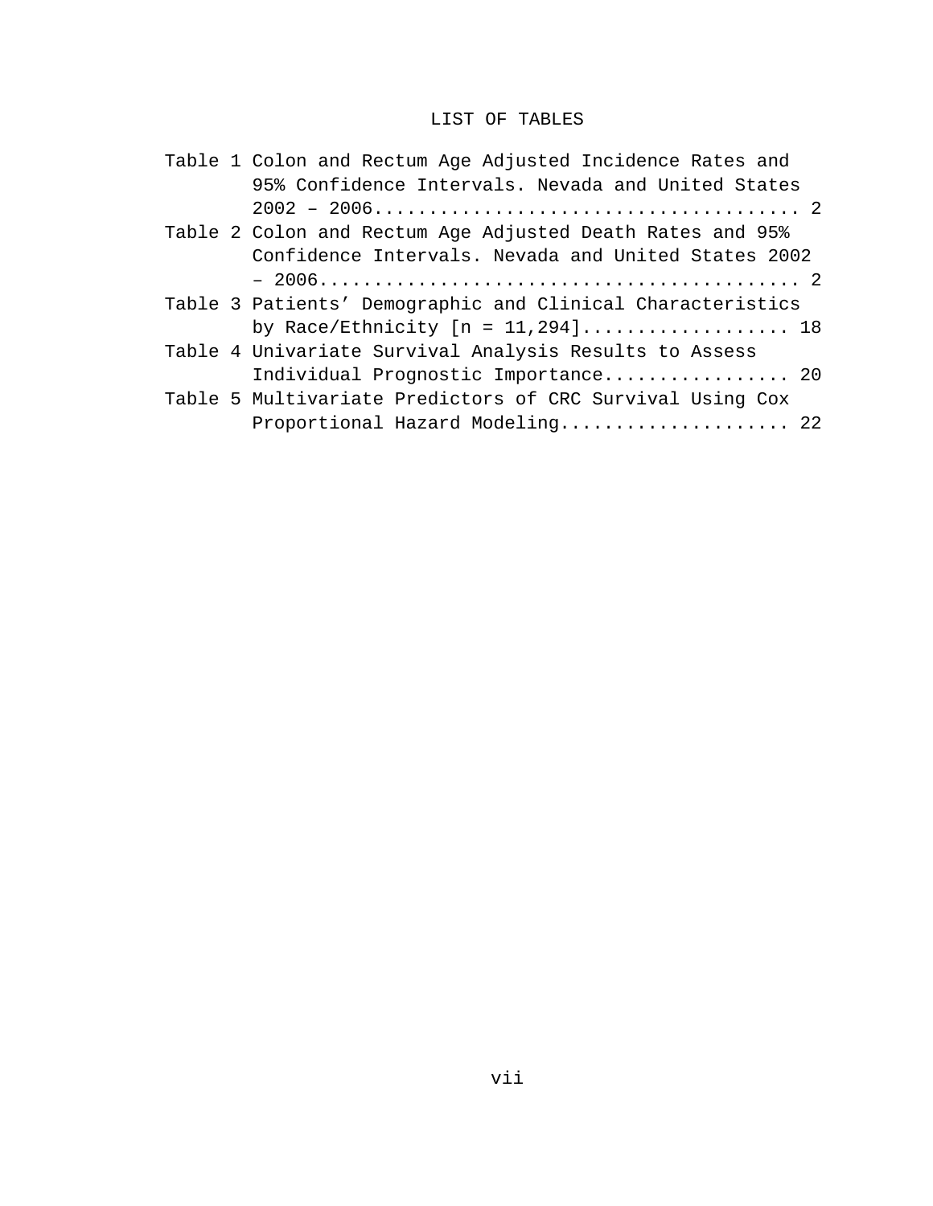# LIST OF TABLES

Table 1 Colon and Rectum Age Adjusted Incidence Rates and 95% Confidence Intervals. Nevada and United States 2002 – 2006...................................... 2

Table 2 Colon and Rectum Age Adjusted Death Rates and 95% Confidence Intervals. Nevada and United States 2002 – 2006........................................... 2

Table 3 Patients' Demographic and Clinical Characteristics by Race/Ethnicity [n = 11,294].................. 18

Table 4 Univariate Survival Analysis Results to Assess Individual Prognostic Importance................ 20

Table 5 Multivariate Predictors of CRC Survival Using Cox Proportional Hazard Modeling.................... 22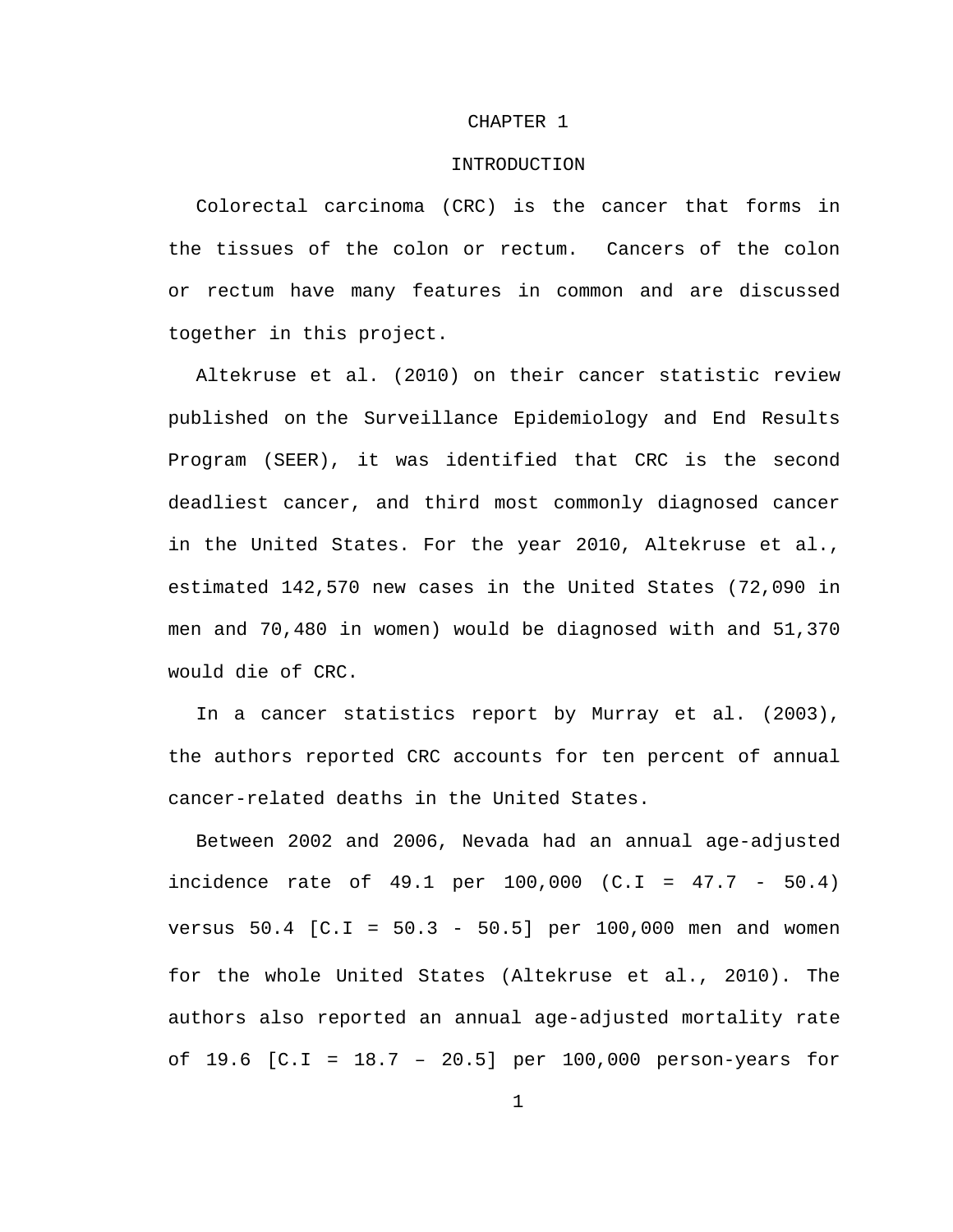# CHAPTER 1

# INTRODUCTION

Colorectal carcinoma (CRC) is the cancer that forms in the tissues of the colon or rectum. Cancers of the colon or rectum have many features in common and are discussed together in this project.

Altekruse et al. (2010) on their cancer statistic review published on the Surveillance Epidemiology and End Results Program (SEER), it was identified that CRC is the second deadliest cancer, and third most commonly diagnosed cancer in the United States. For the year 2010, Altekruse et al., estimated 142,570 new cases in the United States (72,090 in men and 70,480 in women) would be diagnosed with and 51,370 would die of CRC.

In a cancer statistics report by Murray et al. (2003), the authors reported CRC accounts for ten percent of annual cancer-related deaths in the United States.

Between 2002 and 2006, Nevada had an annual age-adjusted incidence rate of 49.1 per 100,000 (C.I = 47.7 - 50.4) versus 50.4 [C.I = 50.3 - 50.5] per 100,000 men and women for the whole United States (Altekruse et al., 2010). The authors also reported an annual age-adjusted mortality rate of 19.6 [C.I = 18.7 – 20.5] per 100,000 person-years for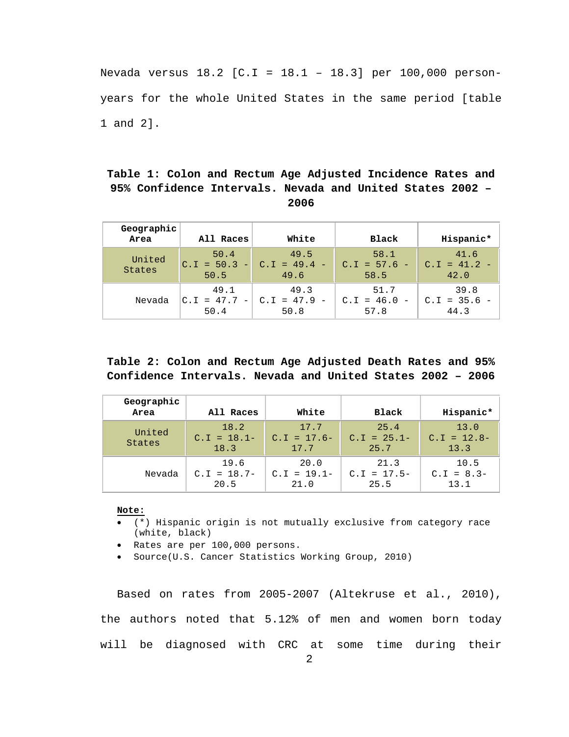Nevada versus 18.2 [C.I = 18.1 – 18.3] per 100,000 person-years for the whole United States in the same period [table 1 and 2].

**Table 1: Colon and Rectum Age Adjusted Incidence Rates and 95% Confidence Intervals. Nevada and United States 2002 – 2006**

| Geographic Area | All Races | White | Black | Hispanic* |
|---|---|---|---|---|
| United States | 50.4 C.I = 50.3 - 50.5 | 49.5 C.I = 49.4 - 49.6 | 58.1 C.I = 57.6 - 58.5 | 41.6 C.I = 41.2 - 42.0 |
| Nevada | 49.1 C.I = 47.7 - 50.4 | 49.3 C.I = 47.9 - 50.8 | 51.7 C.I = 46.0 - 57.8 | 39.8 C.I = 35.6 - 44.3 |

**Table 2: Colon and Rectum Age Adjusted Death Rates and 95% Confidence Intervals. Nevada and United States 2002 – 2006**

| Geographic Area | All Races | White | Black | Hispanic* |
|---|---|---|---|---|
| United States | 18.2 C.I = 18.1- 18.3 | 17.7 C.I = 17.6- 17.7 | 25.4 C.I = 25.1- 25.7 | 13.0 C.I = 12.8- 13.3 |
| Nevada | 19.6 C.I = 18.7- 20.5 | 20.0 C.I = 19.1- 21.0 | 21.3 C.I = 17.5- 25.5 | 10.5 C.I = 8.3- 13.1 |

**Note:**

- (*) Hispanic origin is not mutually exclusive from category race (white, black)
- Rates are per 100,000 persons.
- Source(U.S. Cancer Statistics Working Group, 2010)

Based on rates from 2005-2007 (Altekruse et al., 2010), the authors noted that 5.12% of men and women born today will be diagnosed with CRC at some time during their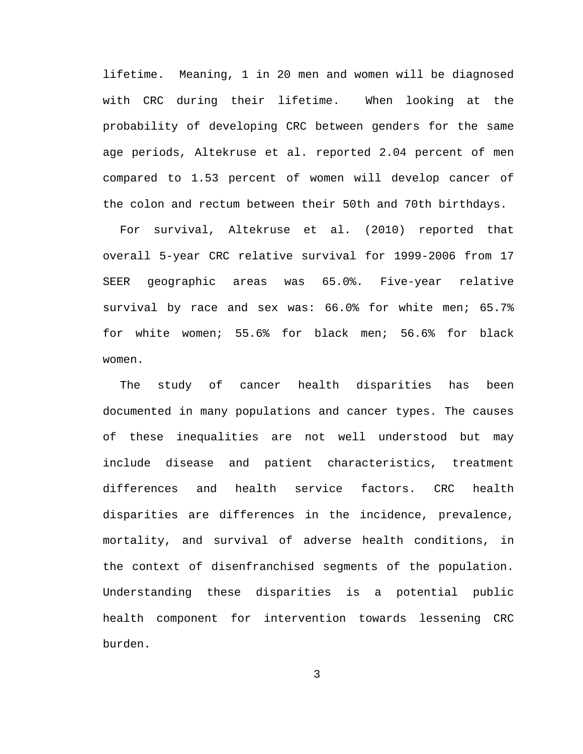lifetime.  Meaning, 1 in 20 men and women will be diagnosed with CRC during their lifetime.  When looking at the probability of developing CRC between genders for the same age periods, Altekruse et al. reported 2.04 percent of men compared to 1.53 percent of women will develop cancer of the colon and rectum between their 50th and 70th birthdays.

For survival, Altekruse et al. (2010) reported that overall 5-year CRC relative survival for 1999-2006 from 17 SEER geographic areas was 65.0%. Five-year relative survival by race and sex was: 66.0% for white men; 65.7% for white women; 55.6% for black men; 56.6% for black women.

The study of cancer health disparities has been documented in many populations and cancer types. The causes of these inequalities are not well understood but may include disease and patient characteristics, treatment differences and health service factors. CRC health disparities are differences in the incidence, prevalence, mortality, and survival of adverse health conditions, in the context of disenfranchised segments of the population. Understanding these disparities is a potential public health component for intervention towards lessening CRC burden.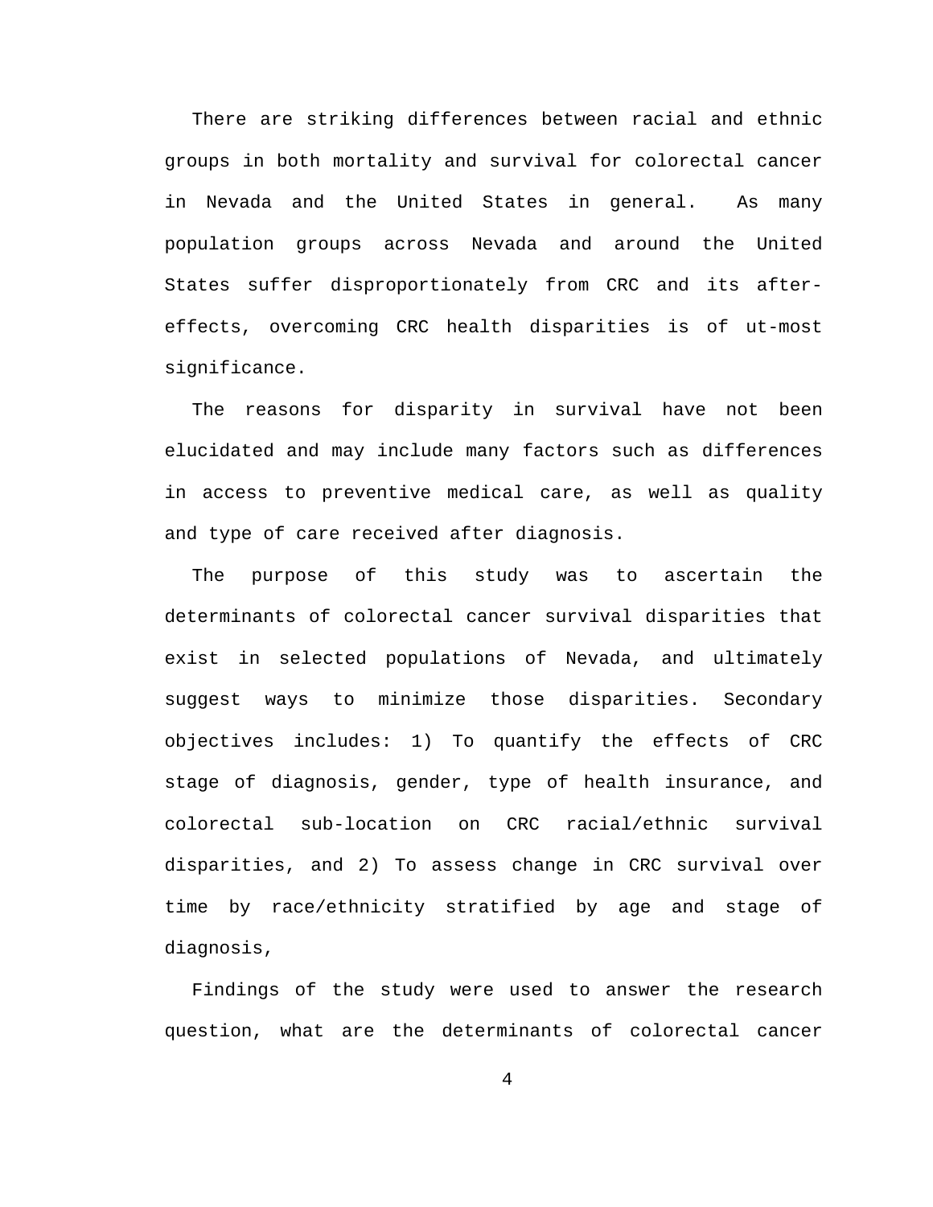There are striking differences between racial and ethnic groups in both mortality and survival for colorectal cancer in Nevada and the United States in general. As many population groups across Nevada and around the United States suffer disproportionately from CRC and its after-effects, overcoming CRC health disparities is of ut-most significance.

The reasons for disparity in survival have not been elucidated and may include many factors such as differences in access to preventive medical care, as well as quality and type of care received after diagnosis.

The purpose of this study was to ascertain the determinants of colorectal cancer survival disparities that exist in selected populations of Nevada, and ultimately suggest ways to minimize those disparities. Secondary objectives includes: 1) To quantify the effects of CRC stage of diagnosis, gender, type of health insurance, and colorectal sub-location on CRC racial/ethnic survival disparities, and 2) To assess change in CRC survival over time by race/ethnicity stratified by age and stage of diagnosis,

Findings of the study were used to answer the research question, what are the determinants of colorectal cancer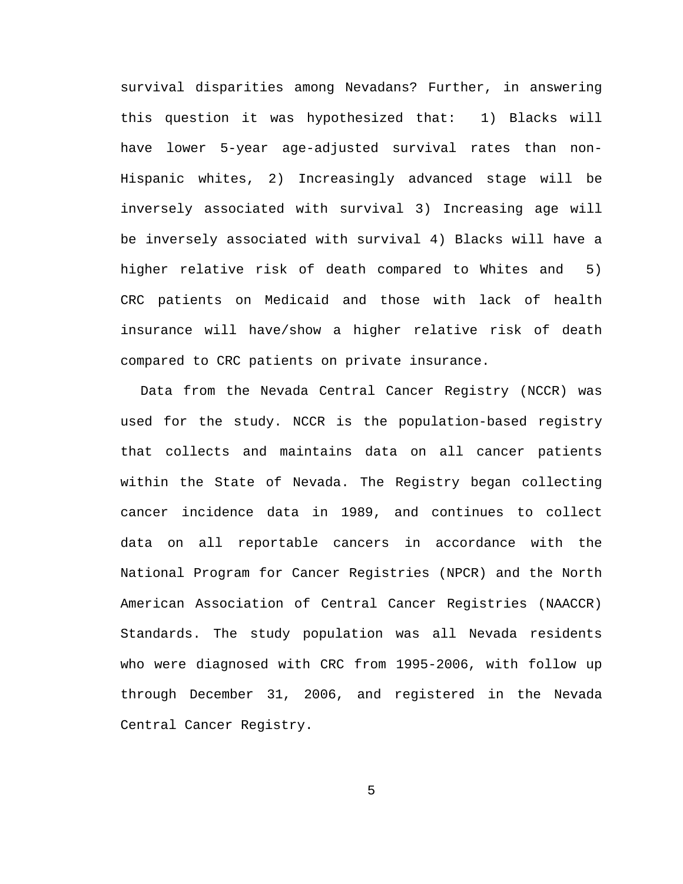survival disparities among Nevadans? Further, in answering this question it was hypothesized that: 1) Blacks will have lower 5-year age-adjusted survival rates than non-Hispanic whites, 2) Increasingly advanced stage will be inversely associated with survival 3) Increasing age will be inversely associated with survival 4) Blacks will have a higher relative risk of death compared to Whites and 5) CRC patients on Medicaid and those with lack of health insurance will have/show a higher relative risk of death compared to CRC patients on private insurance.

Data from the Nevada Central Cancer Registry (NCCR) was used for the study. NCCR is the population-based registry that collects and maintains data on all cancer patients within the State of Nevada. The Registry began collecting cancer incidence data in 1989, and continues to collect data on all reportable cancers in accordance with the National Program for Cancer Registries (NPCR) and the North American Association of Central Cancer Registries (NAACCR) Standards. The study population was all Nevada residents who were diagnosed with CRC from 1995-2006, with follow up through December 31, 2006, and registered in the Nevada Central Cancer Registry.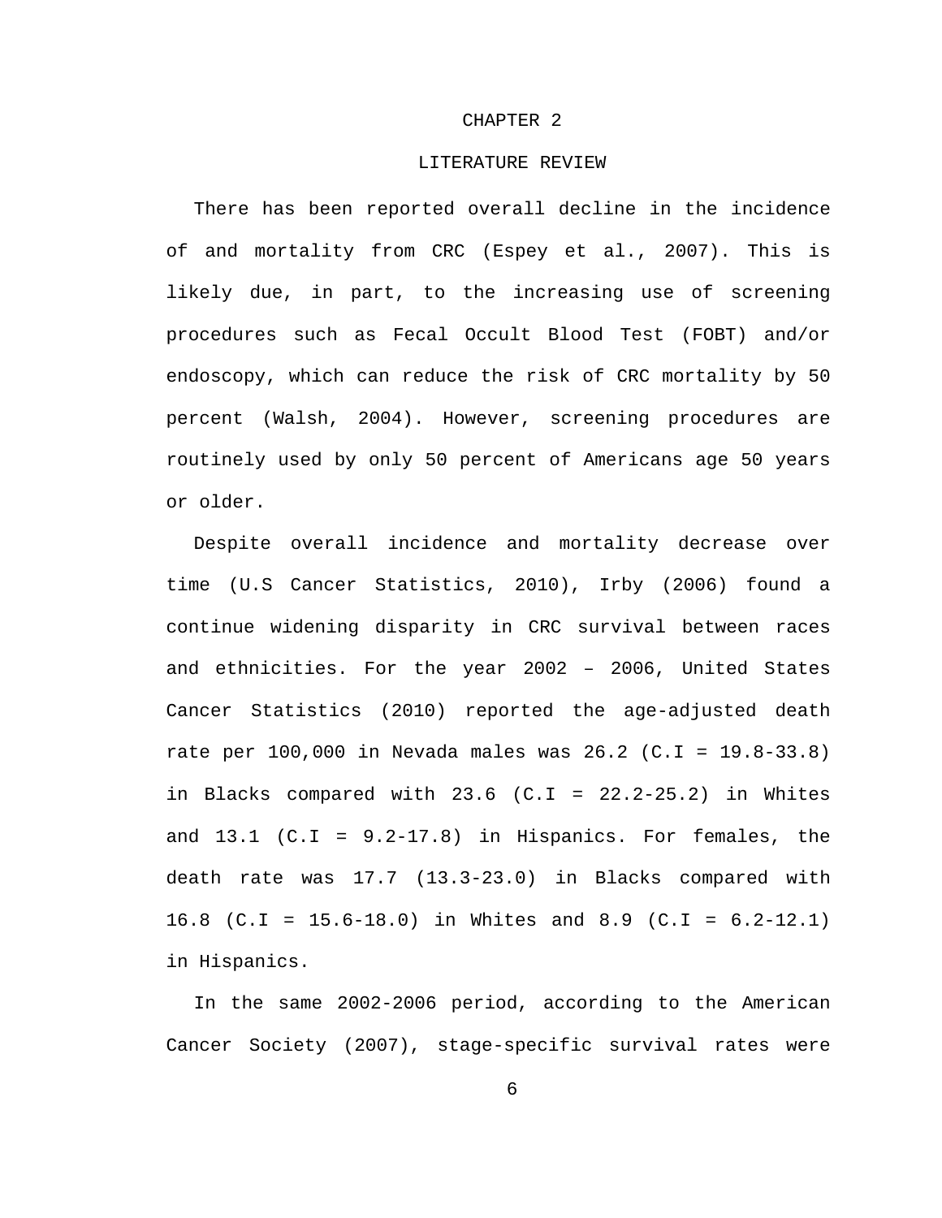# CHAPTER 2

## LITERATURE REVIEW

There has been reported overall decline in the incidence of and mortality from CRC (Espey et al., 2007). This is likely due, in part, to the increasing use of screening procedures such as Fecal Occult Blood Test (FOBT) and/or endoscopy, which can reduce the risk of CRC mortality by 50 percent (Walsh, 2004). However, screening procedures are routinely used by only 50 percent of Americans age 50 years or older.

Despite overall incidence and mortality decrease over time (U.S Cancer Statistics, 2010), Irby (2006) found a continue widening disparity in CRC survival between races and ethnicities. For the year 2002 – 2006, United States Cancer Statistics (2010) reported the age-adjusted death rate per 100,000 in Nevada males was 26.2 (C.I = 19.8-33.8) in Blacks compared with 23.6 (C.I = 22.2-25.2) in Whites and 13.1 (C.I = 9.2-17.8) in Hispanics. For females, the death rate was 17.7 (13.3-23.0) in Blacks compared with 16.8 (C.I = 15.6-18.0) in Whites and 8.9 (C.I = 6.2-12.1) in Hispanics.

In the same 2002-2006 period, according to the American Cancer Society (2007), stage-specific survival rates were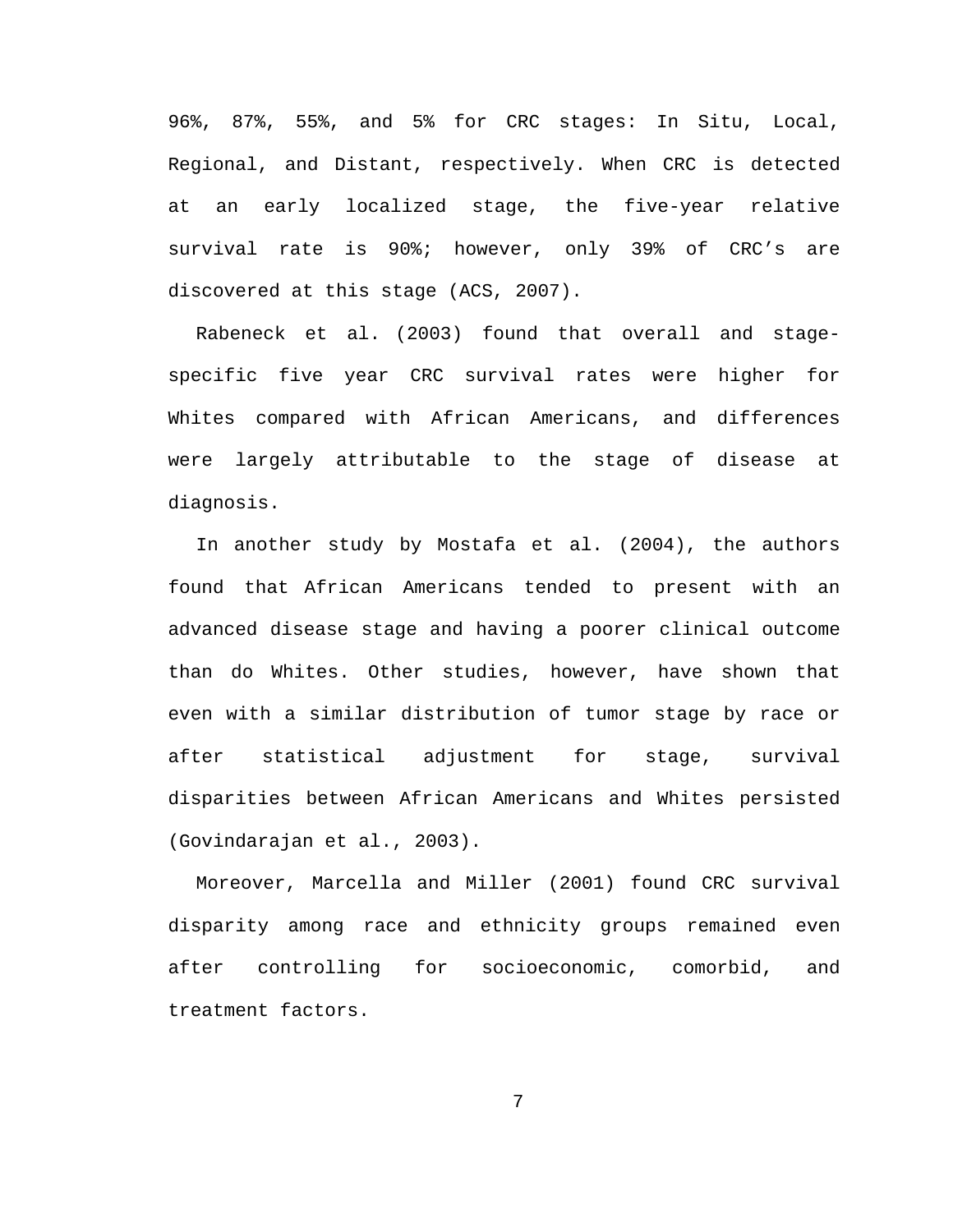96%, 87%, 55%, and 5% for CRC stages: In Situ, Local, Regional, and Distant, respectively. When CRC is detected at an early localized stage, the five-year relative survival rate is 90%; however, only 39% of CRC's are discovered at this stage (ACS, 2007).

Rabeneck et al. (2003) found that overall and stage-specific five year CRC survival rates were higher for Whites compared with African Americans, and differences were largely attributable to the stage of disease at diagnosis.

In another study by Mostafa et al. (2004), the authors found that African Americans tended to present with an advanced disease stage and having a poorer clinical outcome than do Whites. Other studies, however, have shown that even with a similar distribution of tumor stage by race or after statistical adjustment for stage, survival disparities between African Americans and Whites persisted (Govindarajan et al., 2003).

Moreover, Marcella and Miller (2001) found CRC survival disparity among race and ethnicity groups remained even after controlling for socioeconomic, comorbid, and treatment factors.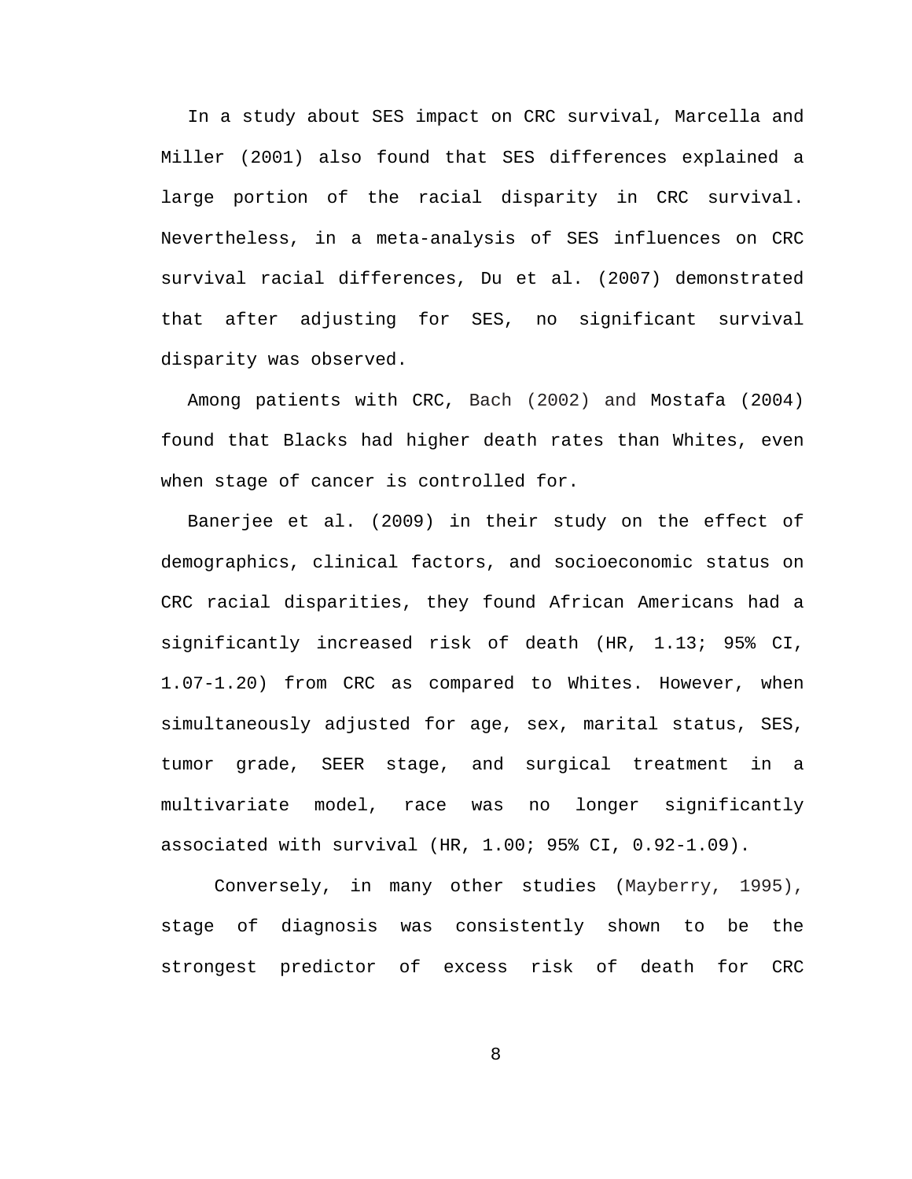In a study about SES impact on CRC survival, Marcella and Miller (2001) also found that SES differences explained a large portion of the racial disparity in CRC survival. Nevertheless, in a meta-analysis of SES influences on CRC survival racial differences, Du et al. (2007) demonstrated that after adjusting for SES, no significant survival disparity was observed.

Among patients with CRC, Bach (2002) and Mostafa (2004) found that Blacks had higher death rates than Whites, even when stage of cancer is controlled for.

Banerjee et al. (2009) in their study on the effect of demographics, clinical factors, and socioeconomic status on CRC racial disparities, they found African Americans had a significantly increased risk of death (HR, 1.13; 95% CI, 1.07-1.20) from CRC as compared to Whites. However, when simultaneously adjusted for age, sex, marital status, SES, tumor grade, SEER stage, and surgical treatment in a multivariate model, race was no longer significantly associated with survival (HR, 1.00; 95% CI, 0.92-1.09).

Conversely, in many other studies (Mayberry, 1995), stage of diagnosis was consistently shown to be the strongest predictor of excess risk of death for CRC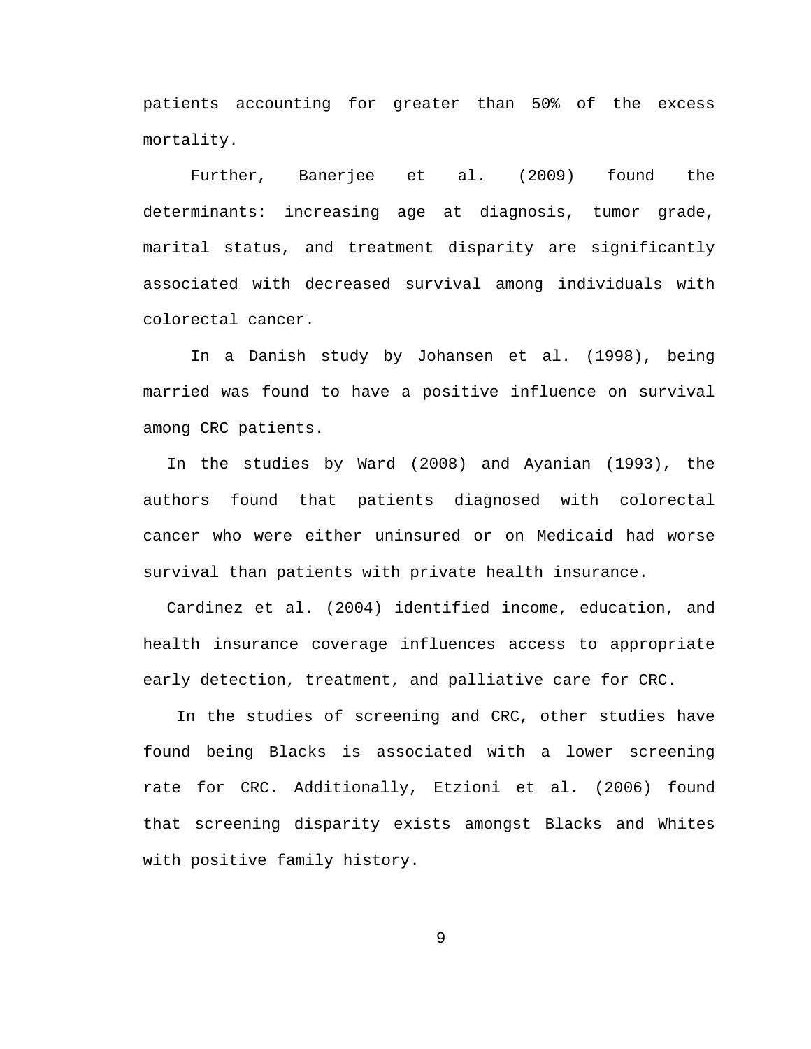patients accounting for greater than 50% of the excess mortality.

Further, Banerjee et al. (2009) found the determinants: increasing age at diagnosis, tumor grade, marital status, and treatment disparity are significantly associated with decreased survival among individuals with colorectal cancer.

In a Danish study by Johansen et al. (1998), being married was found to have a positive influence on survival among CRC patients.

In the studies by Ward (2008) and Ayanian (1993), the authors found that patients diagnosed with colorectal cancer who were either uninsured or on Medicaid had worse survival than patients with private health insurance.

Cardinez et al. (2004) identified income, education, and health insurance coverage influences access to appropriate early detection, treatment, and palliative care for CRC.

In the studies of screening and CRC, other studies have found being Blacks is associated with a lower screening rate for CRC. Additionally, Etzioni et al. (2006) found that screening disparity exists amongst Blacks and Whites with positive family history.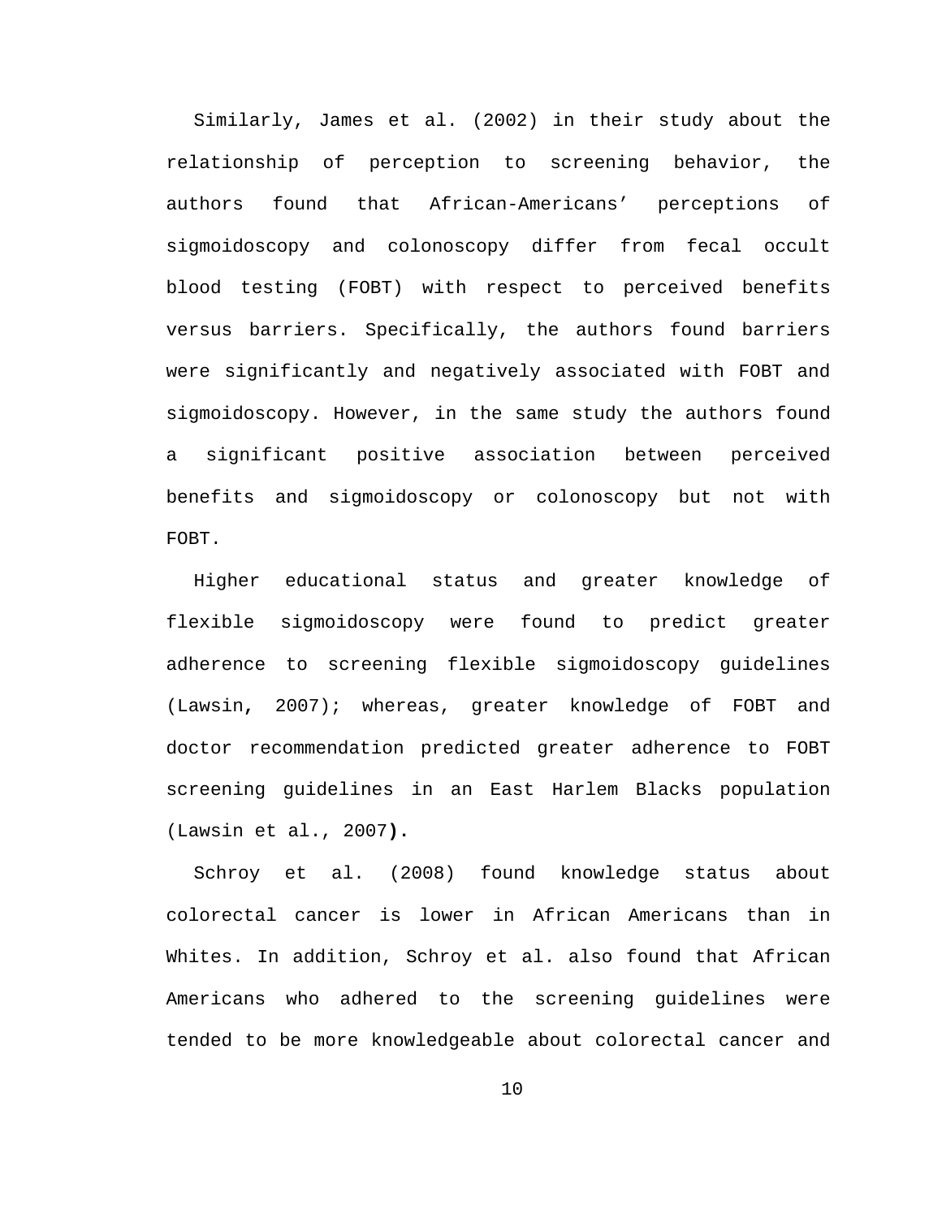Similarly, James et al. (2002) in their study about the relationship of perception to screening behavior, the authors found that African-Americans' perceptions of sigmoidoscopy and colonoscopy differ from fecal occult blood testing (FOBT) with respect to perceived benefits versus barriers. Specifically, the authors found barriers were significantly and negatively associated with FOBT and sigmoidoscopy. However, in the same study the authors found a significant positive association between perceived benefits and sigmoidoscopy or colonoscopy but not with FOBT.

Higher educational status and greater knowledge of flexible sigmoidoscopy were found to predict greater adherence to screening flexible sigmoidoscopy guidelines (Lawsin, 2007); whereas, greater knowledge of FOBT and doctor recommendation predicted greater adherence to FOBT screening guidelines in an East Harlem Blacks population (Lawsin et al., 2007).

Schroy et al. (2008) found knowledge status about colorectal cancer is lower in African Americans than in Whites. In addition, Schroy et al. also found that African Americans who adhered to the screening guidelines were tended to be more knowledgeable about colorectal cancer and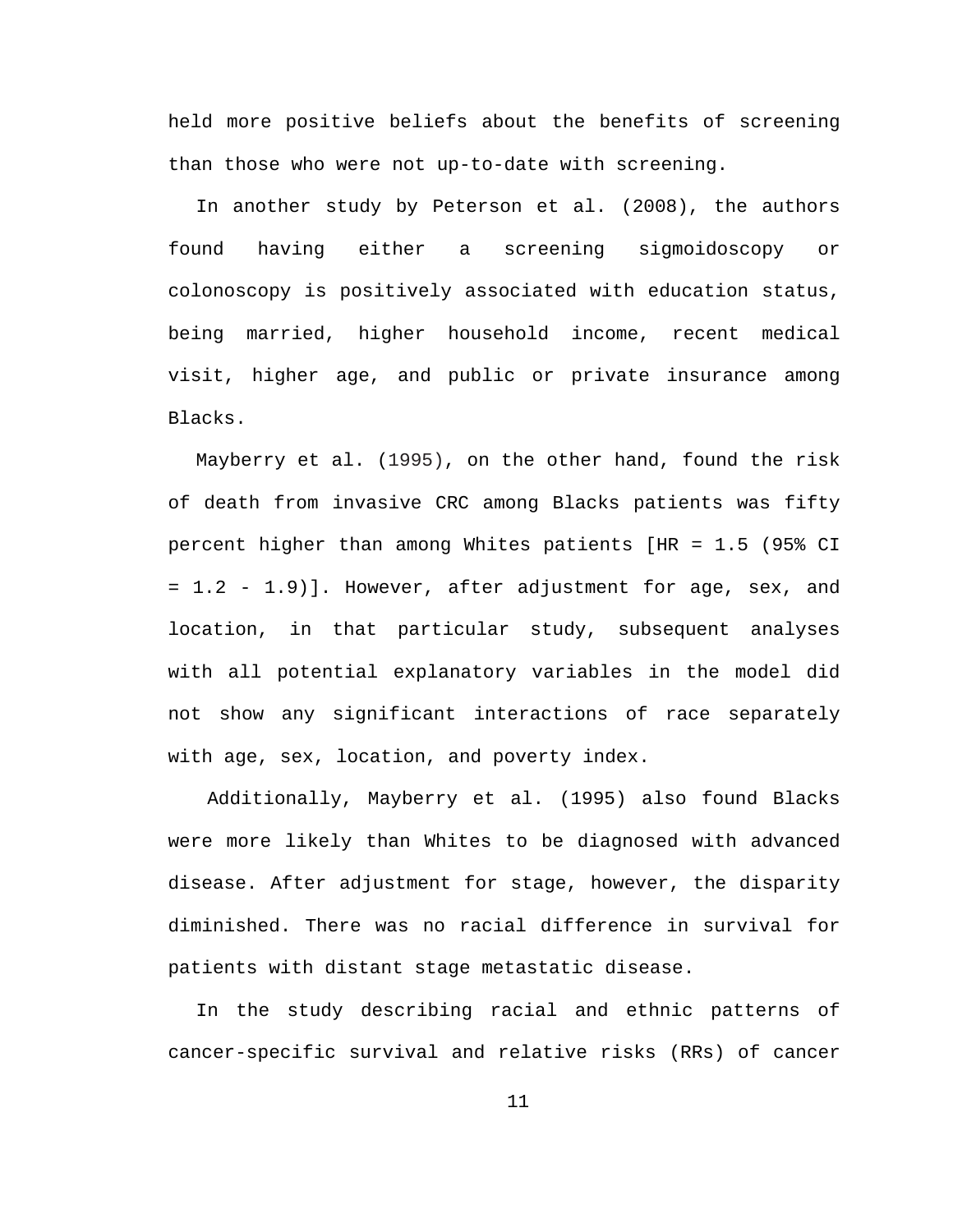held more positive beliefs about the benefits of screening than those who were not up-to-date with screening.

In another study by Peterson et al. (2008), the authors found having either a screening sigmoidoscopy or colonoscopy is positively associated with education status, being married, higher household income, recent medical visit, higher age, and public or private insurance among Blacks.

Mayberry et al. (1995), on the other hand, found the risk of death from invasive CRC among Blacks patients was fifty percent higher than among Whites patients [HR = 1.5 (95% CI = 1.2 - 1.9)]. However, after adjustment for age, sex, and location, in that particular study, subsequent analyses with all potential explanatory variables in the model did not show any significant interactions of race separately with age, sex, location, and poverty index.

Additionally, Mayberry et al. (1995) also found Blacks were more likely than Whites to be diagnosed with advanced disease. After adjustment for stage, however, the disparity diminished. There was no racial difference in survival for patients with distant stage metastatic disease.

In the study describing racial and ethnic patterns of cancer-specific survival and relative risks (RRs) of cancer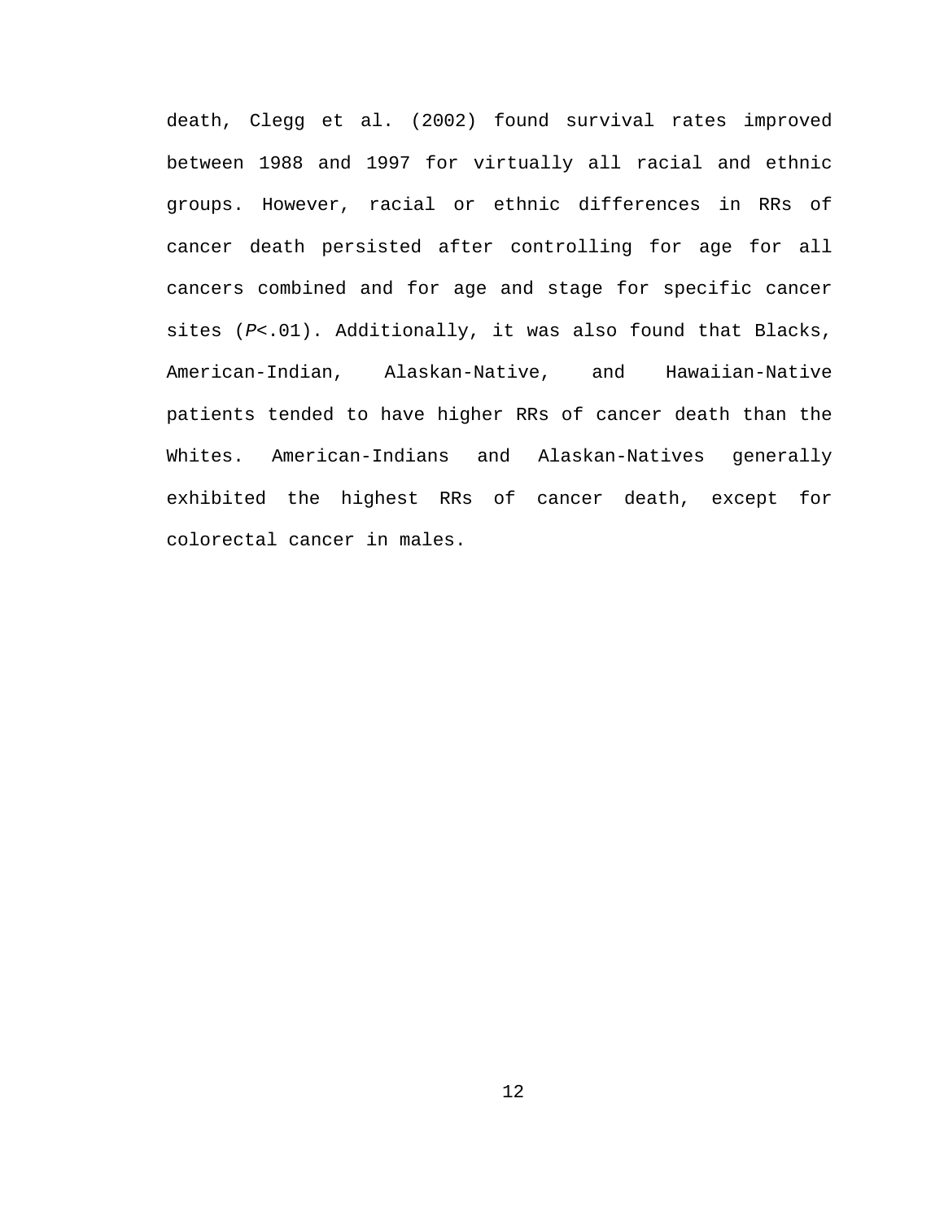death, Clegg et al. (2002) found survival rates improved between 1988 and 1997 for virtually all racial and ethnic groups. However, racial or ethnic differences in RRs of cancer death persisted after controlling for age for all cancers combined and for age and stage for specific cancer sites ($P<.01$). Additionally, it was also found that Blacks, American-Indian, Alaskan-Native, and Hawaiian-Native patients tended to have higher RRs of cancer death than the Whites. American-Indians and Alaskan-Natives generally exhibited the highest RRs of cancer death, except for colorectal cancer in males.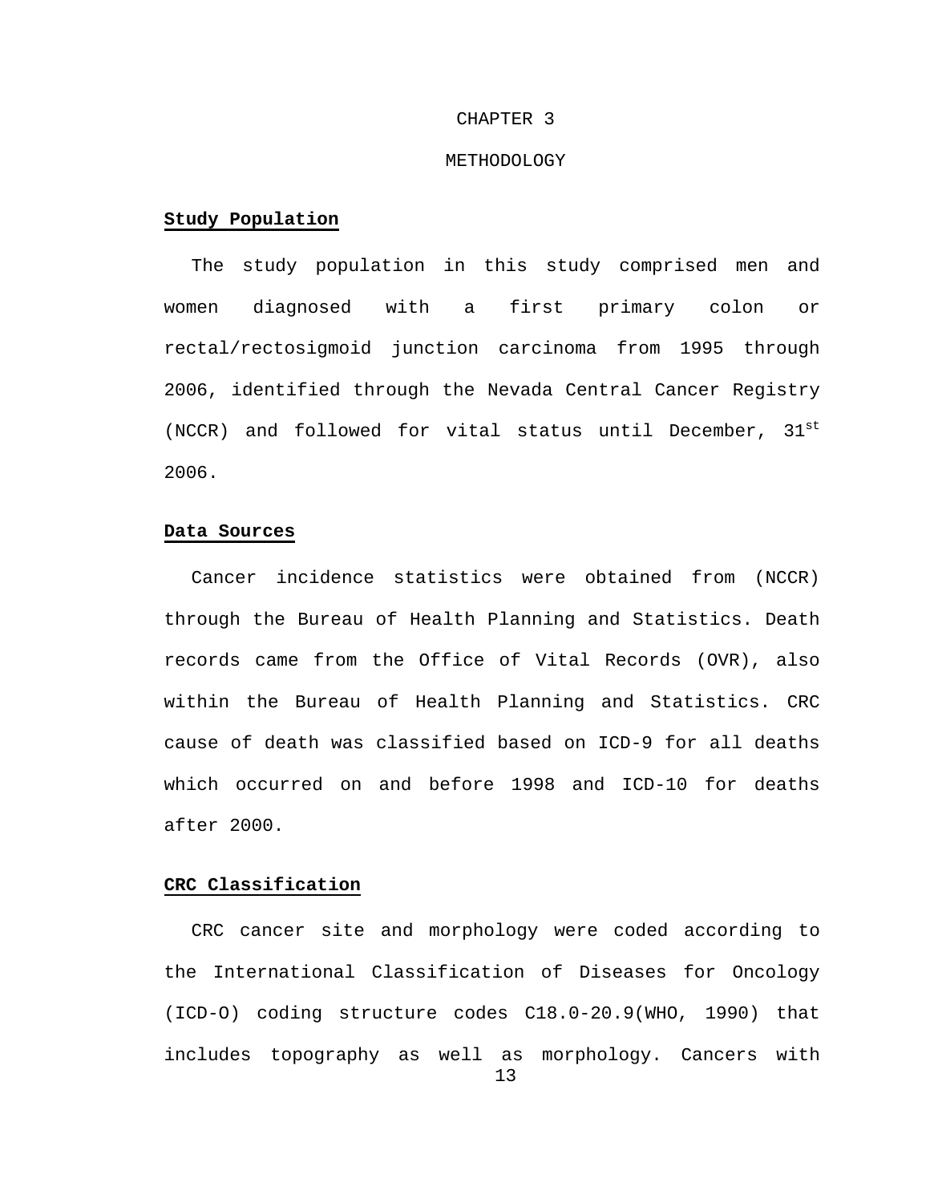# CHAPTER 3

# METHODOLOGY

**Study Population**

The study population in this study comprised men and women diagnosed with a first primary colon or rectal/rectosigmoid junction carcinoma from 1995 through 2006, identified through the Nevada Central Cancer Registry (NCCR) and followed for vital status until December, 31st 2006.

**Data Sources**

Cancer incidence statistics were obtained from (NCCR) through the Bureau of Health Planning and Statistics. Death records came from the Office of Vital Records (OVR), also within the Bureau of Health Planning and Statistics. CRC cause of death was classified based on ICD-9 for all deaths which occurred on and before 1998 and ICD-10 for deaths after 2000.

**CRC Classification**

CRC cancer site and morphology were coded according to the International Classification of Diseases for Oncology (ICD-O) coding structure codes C18.0-20.9(WHO, 1990) that includes topography as well as morphology. Cancers with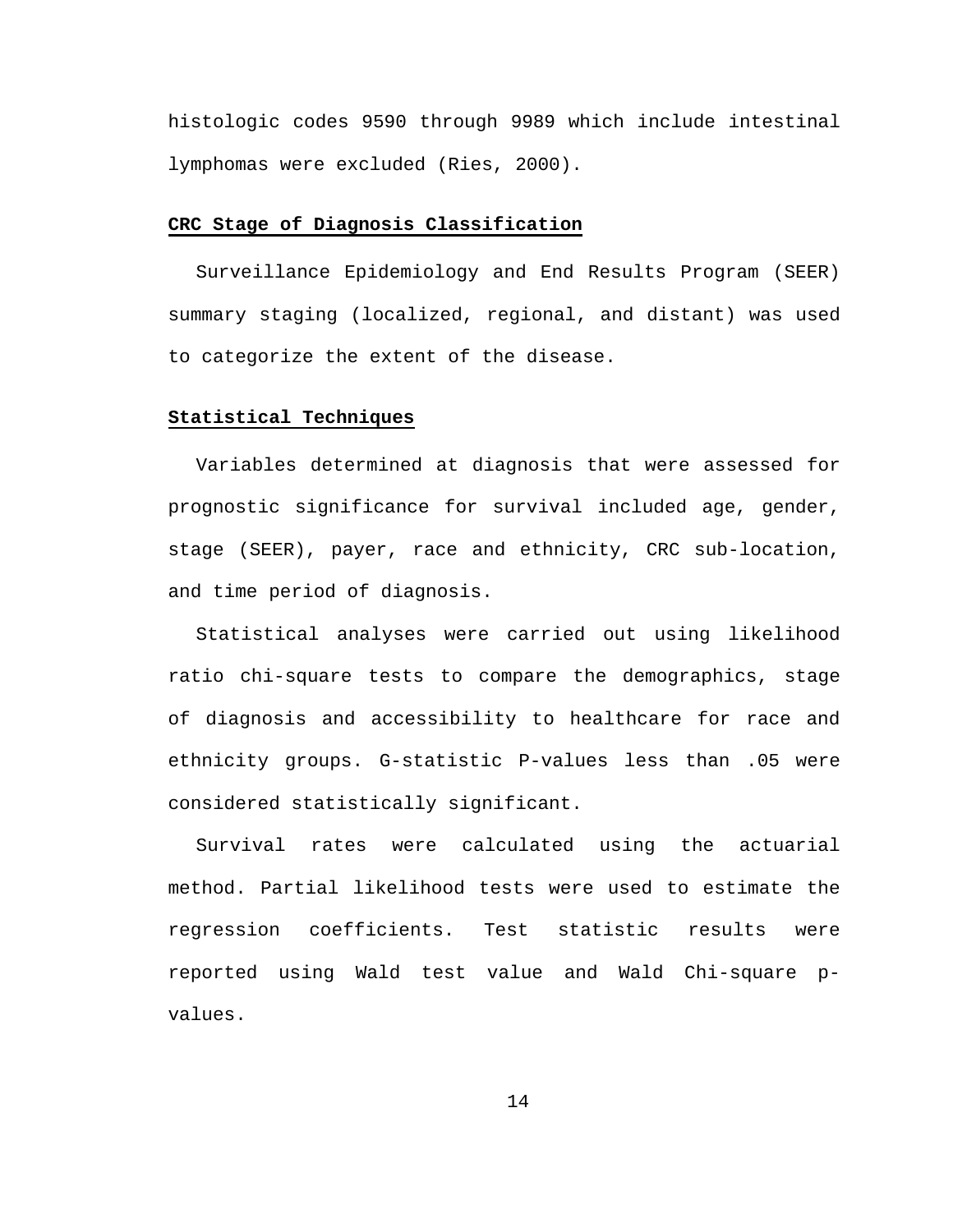histologic codes 9590 through 9989 which include intestinal lymphomas were excluded (Ries, 2000).

## CRC Stage of Diagnosis Classification

Surveillance Epidemiology and End Results Program (SEER) summary staging (localized, regional, and distant) was used to categorize the extent of the disease.

## Statistical Techniques

Variables determined at diagnosis that were assessed for prognostic significance for survival included age, gender, stage (SEER), payer, race and ethnicity, CRC sub-location, and time period of diagnosis.

Statistical analyses were carried out using likelihood ratio chi-square tests to compare the demographics, stage of diagnosis and accessibility to healthcare for race and ethnicity groups. G-statistic P-values less than .05 were considered statistically significant.

Survival rates were calculated using the actuarial method. Partial likelihood tests were used to estimate the regression coefficients. Test statistic results were reported using Wald test value and Wald Chi-square p-values.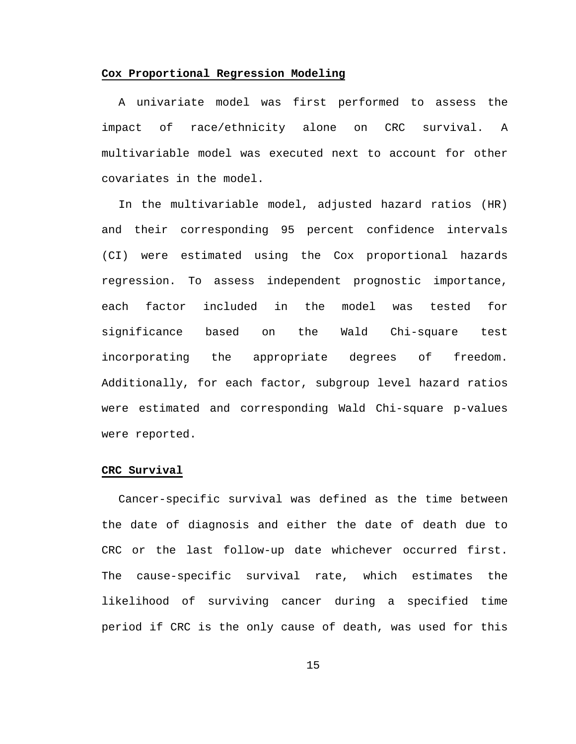**Cox Proportional Regression Modeling**

A univariate model was first performed to assess the impact of race/ethnicity alone on CRC survival. A multivariable model was executed next to account for other covariates in the model.

In the multivariable model, adjusted hazard ratios (HR) and their corresponding 95 percent confidence intervals (CI) were estimated using the Cox proportional hazards regression. To assess independent prognostic importance, each factor included in the model was tested for significance based on the Wald Chi-square test incorporating the appropriate degrees of freedom. Additionally, for each factor, subgroup level hazard ratios were estimated and corresponding Wald Chi-square p-values were reported.

**CRC Survival**

Cancer-specific survival was defined as the time between the date of diagnosis and either the date of death due to CRC or the last follow-up date whichever occurred first. The cause-specific survival rate, which estimates the likelihood of surviving cancer during a specified time period if CRC is the only cause of death, was used for this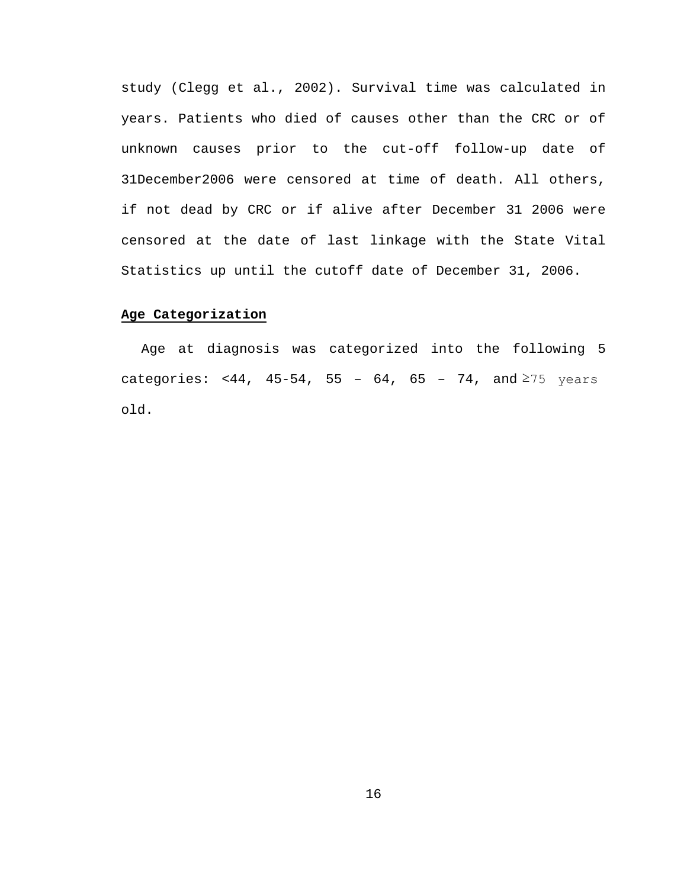study (Clegg et al., 2002). Survival time was calculated in years. Patients who died of causes other than the CRC or of unknown causes prior to the cut-off follow-up date of 31December2006 were censored at time of death. All others, if not dead by CRC or if alive after December 31 2006 were censored at the date of last linkage with the State Vital Statistics up until the cutoff date of December 31, 2006.

**Age Categorization**

Age at diagnosis was categorized into the following 5 categories: <44, 45-54, 55 – 64, 65 – 74, and ≥75 years old.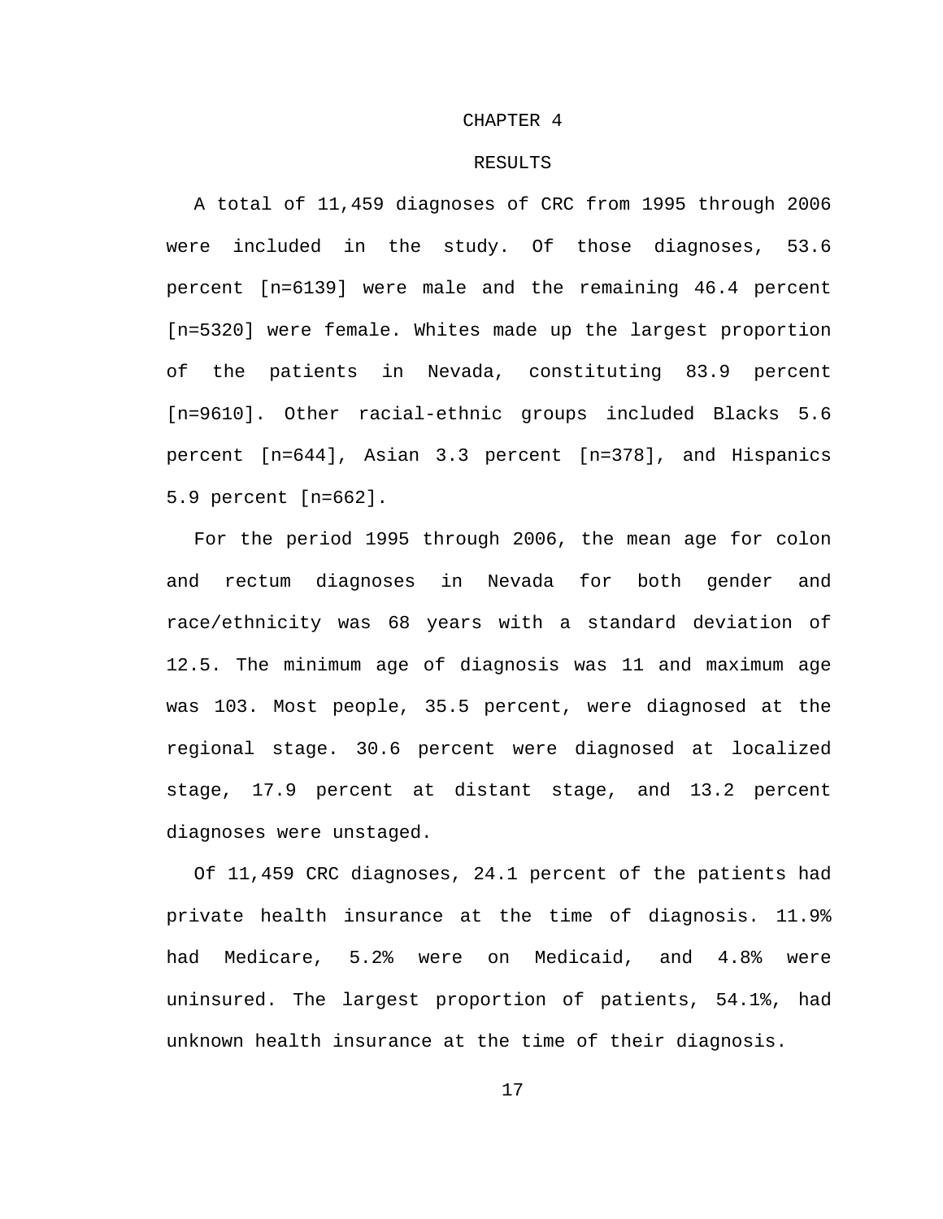# CHAPTER 4

# RESULTS

A total of 11,459 diagnoses of CRC from 1995 through 2006 were included in the study. Of those diagnoses, 53.6 percent [n=6139] were male and the remaining 46.4 percent [n=5320] were female. Whites made up the largest proportion of the patients in Nevada, constituting 83.9 percent [n=9610]. Other racial-ethnic groups included Blacks 5.6 percent [n=644], Asian 3.3 percent [n=378], and Hispanics 5.9 percent [n=662].

For the period 1995 through 2006, the mean age for colon and rectum diagnoses in Nevada for both gender and race/ethnicity was 68 years with a standard deviation of 12.5. The minimum age of diagnosis was 11 and maximum age was 103. Most people, 35.5 percent, were diagnosed at the regional stage. 30.6 percent were diagnosed at localized stage, 17.9 percent at distant stage, and 13.2 percent diagnoses were unstaged.

Of 11,459 CRC diagnoses, 24.1 percent of the patients had private health insurance at the time of diagnosis. 11.9% had Medicare, 5.2% were on Medicaid, and 4.8% were uninsured. The largest proportion of patients, 54.1%, had unknown health insurance at the time of their diagnosis.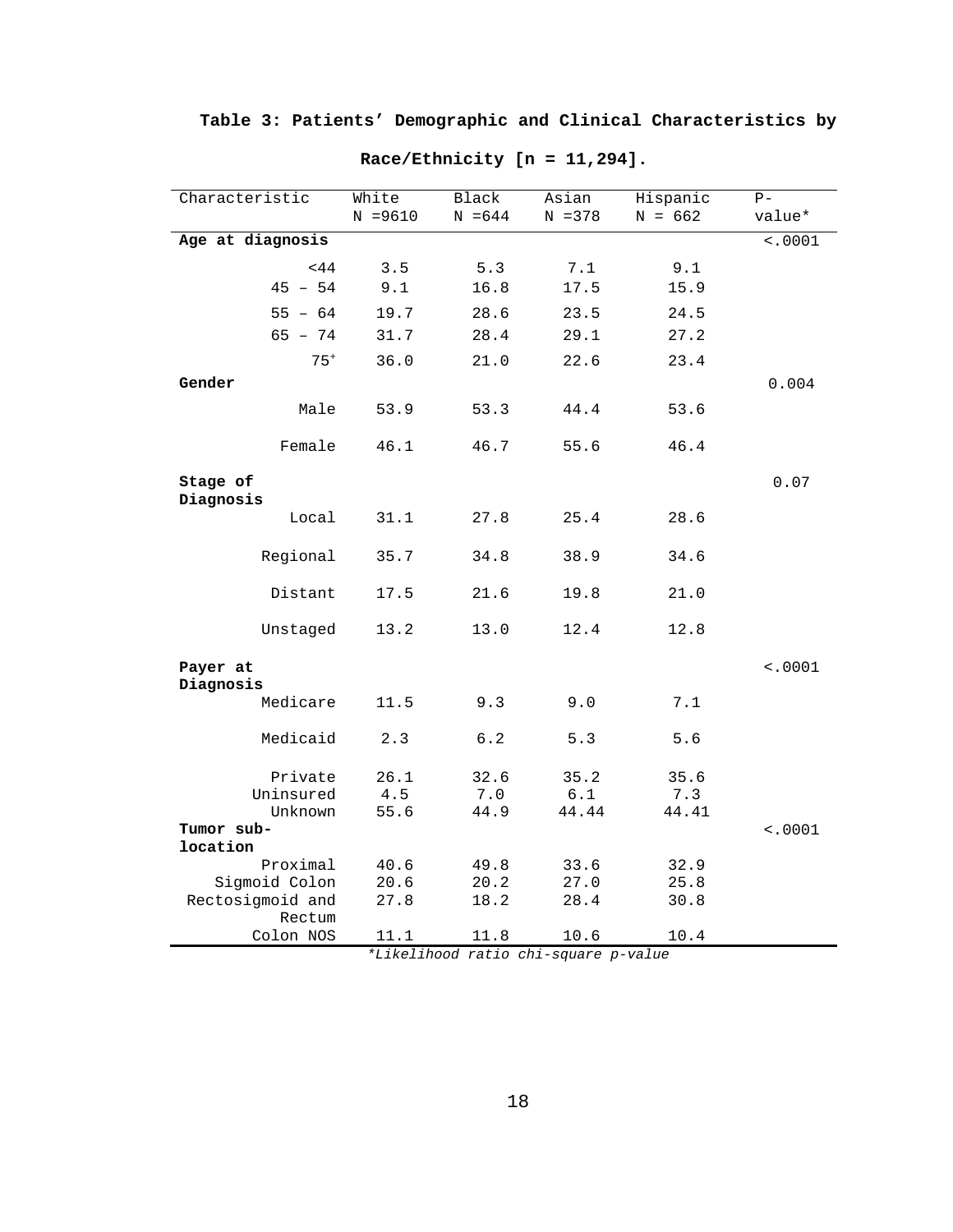**Table 3: Patients' Demographic and Clinical Characteristics by Race/Ethnicity [n = 11,294].**

| Characteristic | White N =9610 | Black N =644 | Asian N =378 | Hispanic N = 662 | P-value* |
|---|---|---|---|---|---|
| **Age at diagnosis** | | | | | <.0001 |
| <44 | 3.5 | 5.3 | 7.1 | 9.1 | |
| 45 – 54 | 9.1 | 16.8 | 17.5 | 15.9 | |
| 55 – 64 | 19.7 | 28.6 | 23.5 | 24.5 | |
| 65 – 74 | 31.7 | 28.4 | 29.1 | 27.2 | |
| $75^{+}$ | 36.0 | 21.0 | 22.6 | 23.4 | |
| **Gender** | | | | | 0.004 |
| Male | 53.9 | 53.3 | 44.4 | 53.6 | |
| Female | 46.1 | 46.7 | 55.6 | 46.4 | |
| **Stage of Diagnosis** | | | | | 0.07 |
| Local | 31.1 | 27.8 | 25.4 | 28.6 | |
| Regional | 35.7 | 34.8 | 38.9 | 34.6 | |
| Distant | 17.5 | 21.6 | 19.8 | 21.0 | |
| Unstaged | 13.2 | 13.0 | 12.4 | 12.8 | |
| **Payer at Diagnosis** | | | | | <.0001 |
| Medicare | 11.5 | 9.3 | 9.0 | 7.1 | |
| Medicaid | 2.3 | 6.2 | 5.3 | 5.6 | |
| Private | 26.1 | 32.6 | 35.2 | 35.6 | |
| Uninsured | 4.5 | 7.0 | 6.1 | 7.3 | |
| Unknown | 55.6 | 44.9 | 44.44 | 44.41 | |
| **Tumor sub-location** | | | | | <.0001 |
| Proximal | 40.6 | 49.8 | 33.6 | 32.9 | |
| Sigmoid Colon | 20.6 | 20.2 | 27.0 | 25.8 | |
| Rectosigmoid and Rectum | 27.8 | 18.2 | 28.4 | 30.8 | |
| Colon NOS | 11.1 | 11.8 | 10.6 | 10.4 | |

*\*Likelihood ratio chi-square p-value*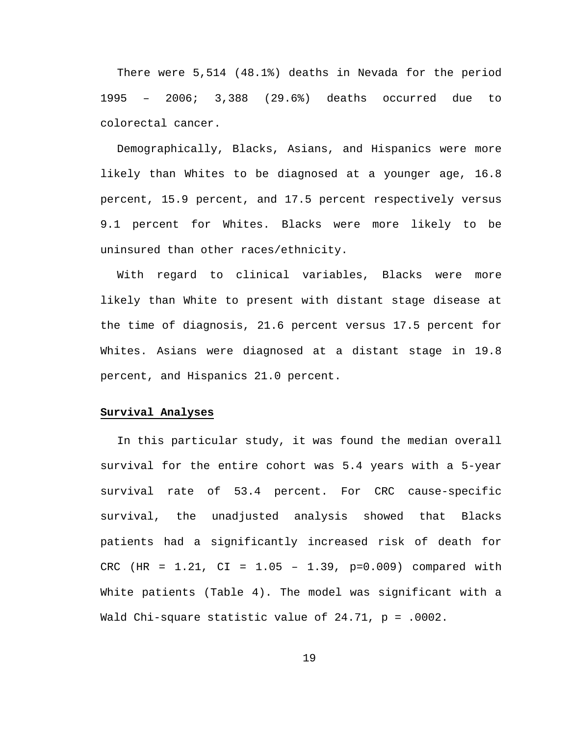There were 5,514 (48.1%) deaths in Nevada for the period 1995 – 2006; 3,388 (29.6%) deaths occurred due to colorectal cancer.

Demographically, Blacks, Asians, and Hispanics were more likely than Whites to be diagnosed at a younger age, 16.8 percent, 15.9 percent, and 17.5 percent respectively versus 9.1 percent for Whites. Blacks were more likely to be uninsured than other races/ethnicity.

With regard to clinical variables, Blacks were more likely than White to present with distant stage disease at the time of diagnosis, 21.6 percent versus 17.5 percent for Whites. Asians were diagnosed at a distant stage in 19.8 percent, and Hispanics 21.0 percent.

**Survival Analyses**

In this particular study, it was found the median overall survival for the entire cohort was 5.4 years with a 5-year survival rate of 53.4 percent. For CRC cause-specific survival, the unadjusted analysis showed that Blacks patients had a significantly increased risk of death for CRC (HR = 1.21, CI = 1.05 – 1.39, p=0.009) compared with White patients (Table 4). The model was significant with a Wald Chi-square statistic value of 24.71, p = .0002.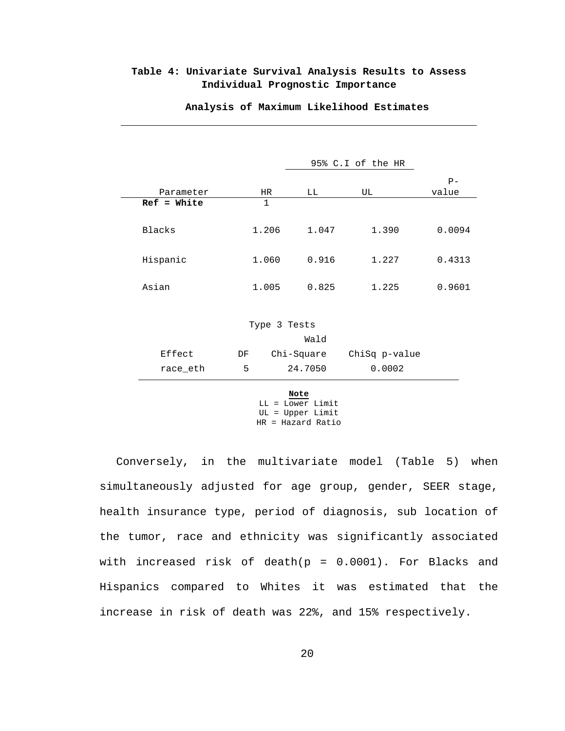**Table 4: Univariate Survival Analysis Results to Assess Individual Prognostic Importance**

**Analysis of Maximum Likelihood Estimates**

| | | 95% C.I of the HR | | |
|---|---|---|---|---|
| Parameter | HR | LL | UL | P-value |
| **Ref = White** | 1 | | | |
| Blacks | 1.206 | 1.047 | 1.390 | 0.0094 |
| Hispanic | 1.060 | 0.916 | 1.227 | 0.4313 |
| Asian | 1.005 | 0.825 | 1.225 | 0.9601 |

Type 3 Tests

| Effect | DF | Wald Chi-Square | ChiSq p-value |
|---|---|---|---|
| race_eth | 5 | 24.7050 | 0.0002 |

**Note**
LL = Lower Limit
UL = Upper Limit
HR = Hazard Ratio

Conversely, in the multivariate model (Table 5) when simultaneously adjusted for age group, gender, SEER stage, health insurance type, period of diagnosis, sub location of the tumor, race and ethnicity was significantly associated with increased risk of death(p = 0.0001). For Blacks and Hispanics compared to Whites it was estimated that the increase in risk of death was 22%, and 15% respectively.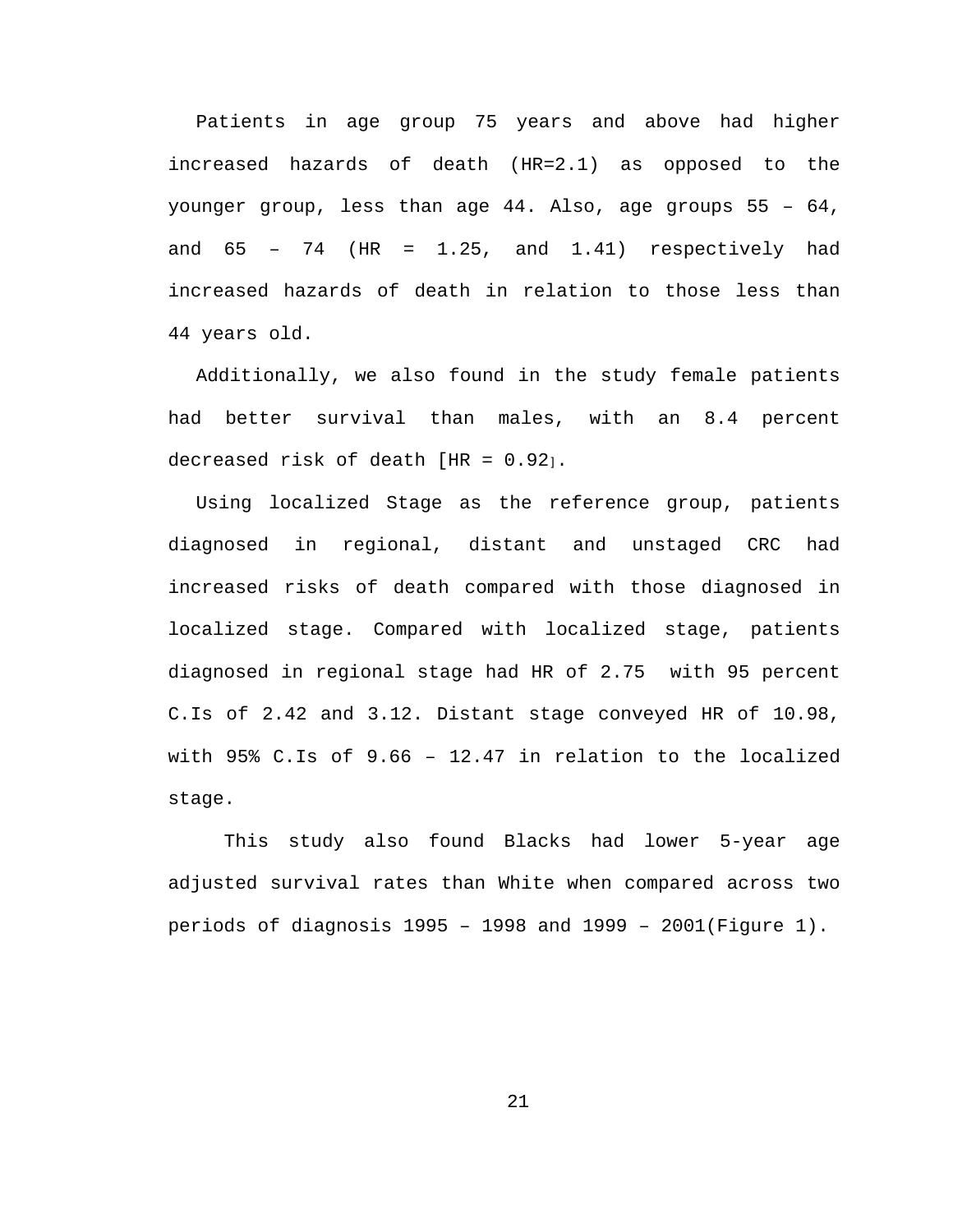Patients in age group 75 years and above had higher increased hazards of death (HR=2.1) as opposed to the younger group, less than age 44. Also, age groups 55 – 64, and 65 – 74 (HR = 1.25, and 1.41) respectively had increased hazards of death in relation to those less than 44 years old.

Additionally, we also found in the study female patients had better survival than males, with an 8.4 percent decreased risk of death [HR = 0.92].

Using localized Stage as the reference group, patients diagnosed in regional, distant and unstaged CRC had increased risks of death compared with those diagnosed in localized stage. Compared with localized stage, patients diagnosed in regional stage had HR of 2.75 with 95 percent C.Is of 2.42 and 3.12. Distant stage conveyed HR of 10.98, with 95% C.Is of 9.66 – 12.47 in relation to the localized stage.

This study also found Blacks had lower 5-year age adjusted survival rates than White when compared across two periods of diagnosis 1995 – 1998 and 1999 – 2001(Figure 1).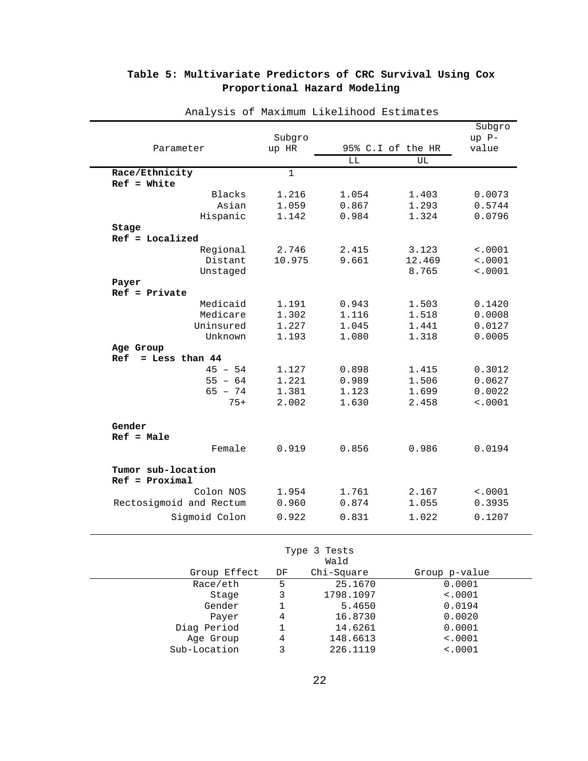**Table 5: Multivariate Predictors of CRC Survival Using Cox Proportional Hazard Modeling**

Analysis of Maximum Likelihood Estimates

| Parameter | Subgroup HR | 95% C.I of the HR | | Subgroup P-value |
|---|---|---|---|---|
| | | LL | UL | |
| **Race/Ethnicity** | 1 | | | |
| **Ref = White** | | | | |
| Blacks | 1.216 | 1.054 | 1.403 | 0.0073 |
| Asian | 1.059 | 0.867 | 1.293 | 0.5744 |
| Hispanic | 1.142 | 0.984 | 1.324 | 0.0796 |
| **Stage** | | | | |
| **Ref = Localized** | | | | |
| Regional | 2.746 | 2.415 | 3.123 | <.0001 |
| Distant | 10.975 | 9.661 | 12.469 | <.0001 |
| Unstaged | | | 8.765 | <.0001 |
| **Payer** | | | | |
| **Ref = Private** | | | | |
| Medicaid | 1.191 | 0.943 | 1.503 | 0.1420 |
| Medicare | 1.302 | 1.116 | 1.518 | 0.0008 |
| Uninsured | 1.227 | 1.045 | 1.441 | 0.0127 |
| Unknown | 1.193 | 1.080 | 1.318 | 0.0005 |
| **Age Group** | | | | |
| **Ref = Less than 44** | | | | |
| 45 – 54 | 1.127 | 0.898 | 1.415 | 0.3012 |
| 55 – 64 | 1.221 | 0.989 | 1.506 | 0.0627 |
| 65 – 74 | 1.381 | 1.123 | 1.699 | 0.0022 |
| 75+ | 2.002 | 1.630 | 2.458 | <.0001 |
| **Gender** | | | | |
| **Ref = Male** | | | | |
| Female | 0.919 | 0.856 | 0.986 | 0.0194 |
| **Tumor sub-location** | | | | |
| **Ref = Proximal** | | | | |
| Colon NOS | 1.954 | 1.761 | 2.167 | <.0001 |
| Rectosigmoid and Rectum | 0.960 | 0.874 | 1.055 | 0.3935 |
| Sigmoid Colon | 0.922 | 0.831 | 1.022 | 0.1207 |

Type 3 Tests

| Group Effect | DF | Wald Chi-Square | Group p-value |
|---|---|---|---|
| Race/eth | 5 | 25.1670 | 0.0001 |
| Stage | 3 | 1798.1097 | <.0001 |
| Gender | 1 | 5.4650 | 0.0194 |
| Payer | 4 | 16.8730 | 0.0020 |
| Diag Period | 1 | 14.6261 | 0.0001 |
| Age Group | 4 | 148.6613 | <.0001 |
| Sub-Location | 3 | 226.1119 | <.0001 |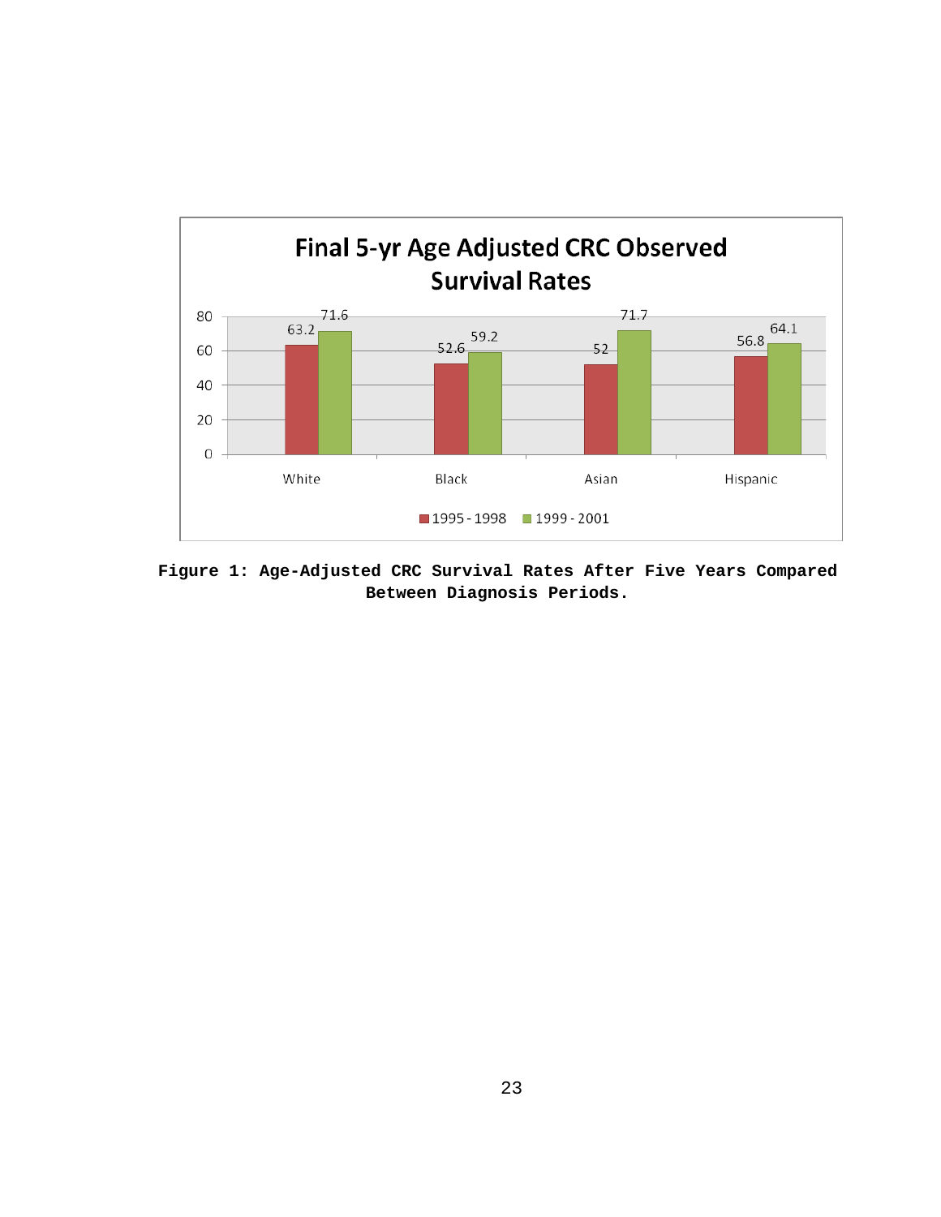**Final 5-yr Age Adjusted CRC Observed Survival Rates**

| | 1995 - 1998 | 1999 - 2001 |
|---|---|---|
| White | 63.2 | 71.6 |
| Black | 52.6 | 59.2 |
| Asian | 52 | 71.7 |
| Hispanic | 56.8 | 64.1 |

**Figure 1: Age-Adjusted CRC Survival Rates After Five Years Compared Between Diagnosis Periods.**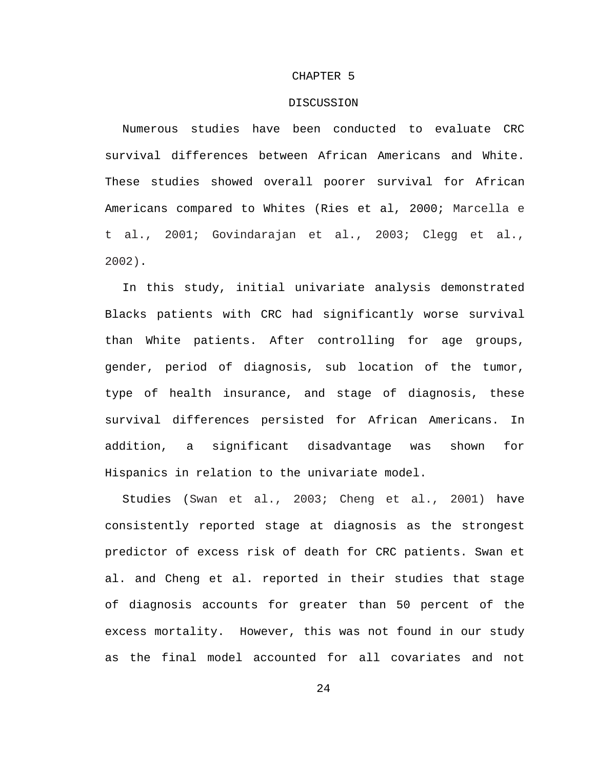# CHAPTER 5

# DISCUSSION

Numerous studies have been conducted to evaluate CRC survival differences between African Americans and White. These studies showed overall poorer survival for African Americans compared to Whites (Ries et al, 2000; Marcella et al., 2001; Govindarajan et al., 2003; Clegg et al., 2002).

In this study, initial univariate analysis demonstrated Blacks patients with CRC had significantly worse survival than White patients. After controlling for age groups, gender, period of diagnosis, sub location of the tumor, type of health insurance, and stage of diagnosis, these survival differences persisted for African Americans. In addition, a significant disadvantage was shown for Hispanics in relation to the univariate model.

Studies (Swan et al., 2003; Cheng et al., 2001) have consistently reported stage at diagnosis as the strongest predictor of excess risk of death for CRC patients. Swan et al. and Cheng et al. reported in their studies that stage of diagnosis accounts for greater than 50 percent of the excess mortality. However, this was not found in our study as the final model accounted for all covariates and not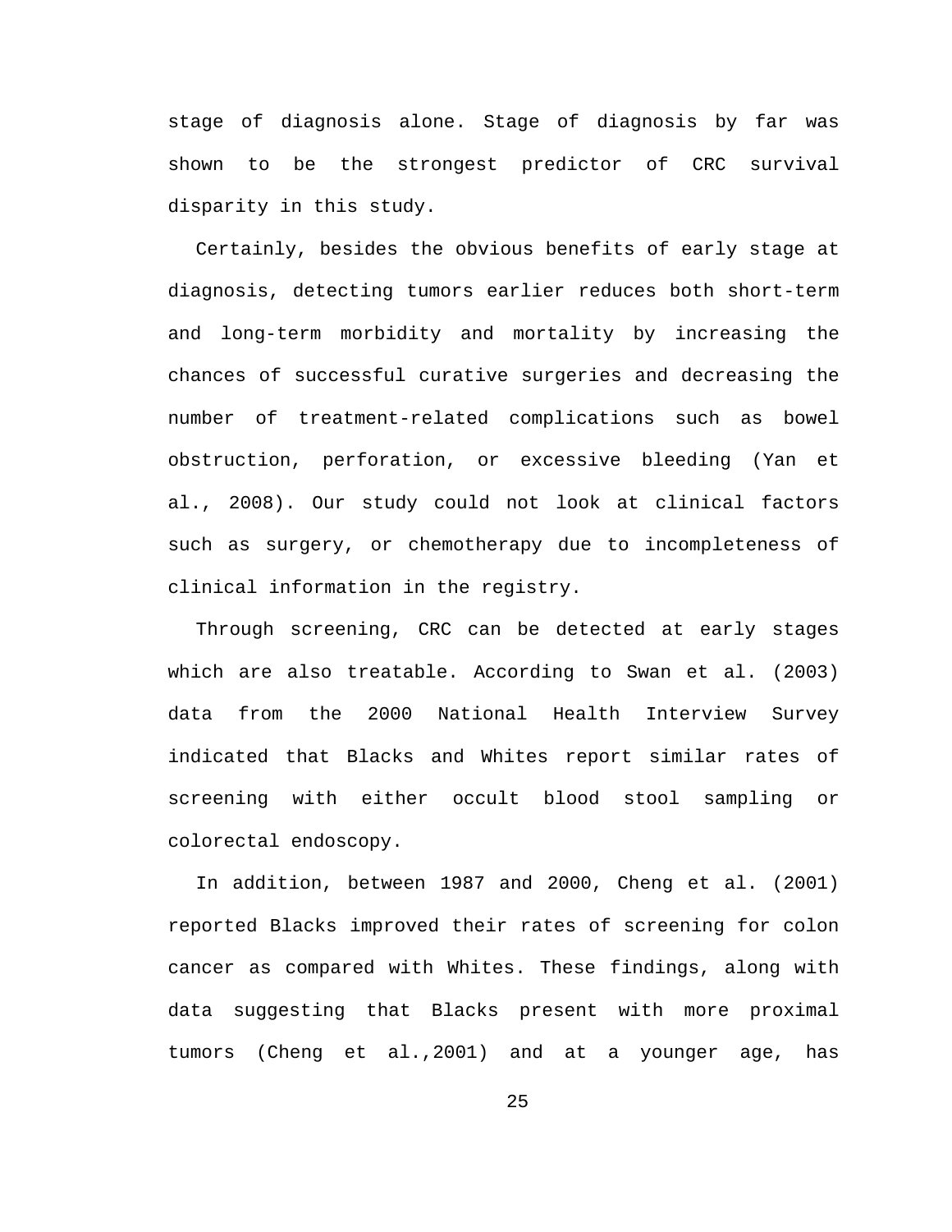stage of diagnosis alone. Stage of diagnosis by far was shown to be the strongest predictor of CRC survival disparity in this study.

Certainly, besides the obvious benefits of early stage at diagnosis, detecting tumors earlier reduces both short-term and long-term morbidity and mortality by increasing the chances of successful curative surgeries and decreasing the number of treatment-related complications such as bowel obstruction, perforation, or excessive bleeding (Yan et al., 2008). Our study could not look at clinical factors such as surgery, or chemotherapy due to incompleteness of clinical information in the registry.

Through screening, CRC can be detected at early stages which are also treatable. According to Swan et al. (2003) data from the 2000 National Health Interview Survey indicated that Blacks and Whites report similar rates of screening with either occult blood stool sampling or colorectal endoscopy.

In addition, between 1987 and 2000, Cheng et al. (2001) reported Blacks improved their rates of screening for colon cancer as compared with Whites. These findings, along with data suggesting that Blacks present with more proximal tumors (Cheng et al.,2001) and at a younger age, has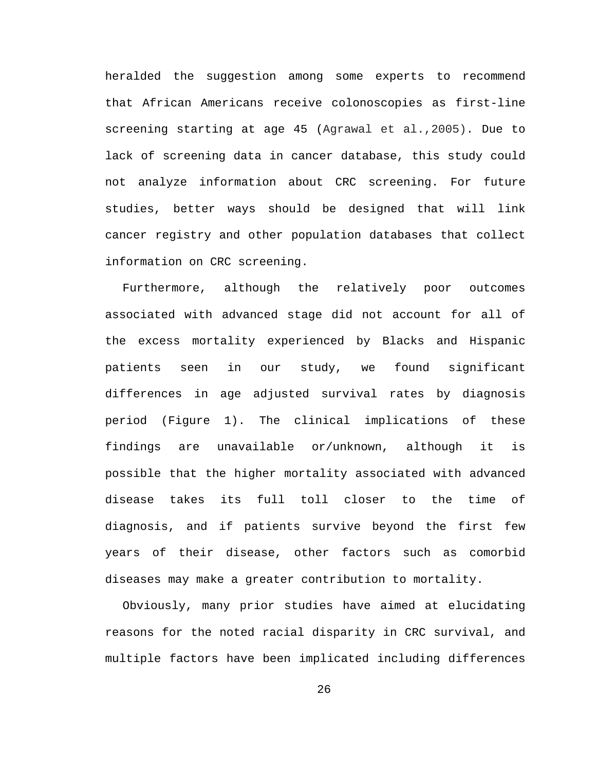heralded the suggestion among some experts to recommend that African Americans receive colonoscopies as first-line screening starting at age 45 (Agrawal et al.,2005). Due to lack of screening data in cancer database, this study could not analyze information about CRC screening. For future studies, better ways should be designed that will link cancer registry and other population databases that collect information on CRC screening.

Furthermore, although the relatively poor outcomes associated with advanced stage did not account for all of the excess mortality experienced by Blacks and Hispanic patients seen in our study, we found significant differences in age adjusted survival rates by diagnosis period (Figure 1). The clinical implications of these findings are unavailable or/unknown, although it is possible that the higher mortality associated with advanced disease takes its full toll closer to the time of diagnosis, and if patients survive beyond the first few years of their disease, other factors such as comorbid diseases may make a greater contribution to mortality.

Obviously, many prior studies have aimed at elucidating reasons for the noted racial disparity in CRC survival, and multiple factors have been implicated including differences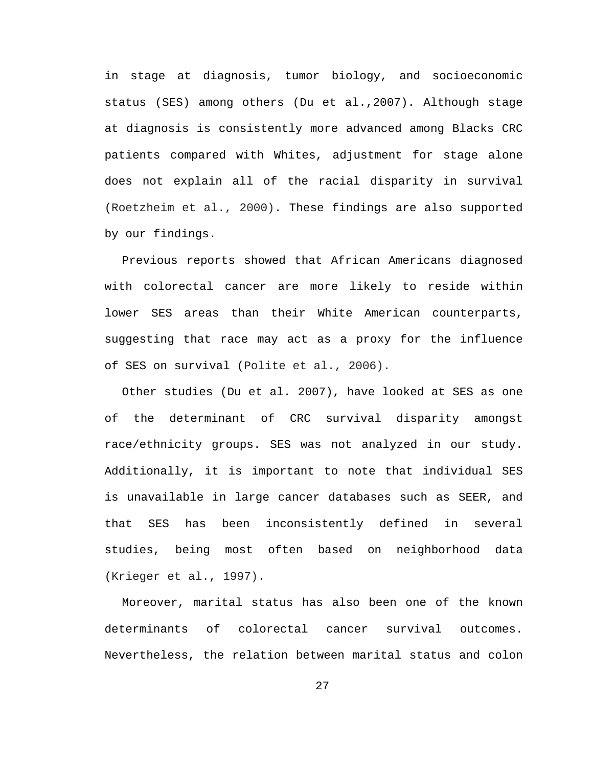in stage at diagnosis, tumor biology, and socioeconomic status (SES) among others (Du et al.,2007). Although stage at diagnosis is consistently more advanced among Blacks CRC patients compared with Whites, adjustment for stage alone does not explain all of the racial disparity in survival (Roetzheim et al., 2000). These findings are also supported by our findings.

Previous reports showed that African Americans diagnosed with colorectal cancer are more likely to reside within lower SES areas than their White American counterparts, suggesting that race may act as a proxy for the influence of SES on survival (Polite et al., 2006).

Other studies (Du et al. 2007), have looked at SES as one of the determinant of CRC survival disparity amongst race/ethnicity groups. SES was not analyzed in our study. Additionally, it is important to note that individual SES is unavailable in large cancer databases such as SEER, and that SES has been inconsistently defined in several studies, being most often based on neighborhood data (Krieger et al., 1997).

Moreover, marital status has also been one of the known determinants of colorectal cancer survival outcomes. Nevertheless, the relation between marital status and colon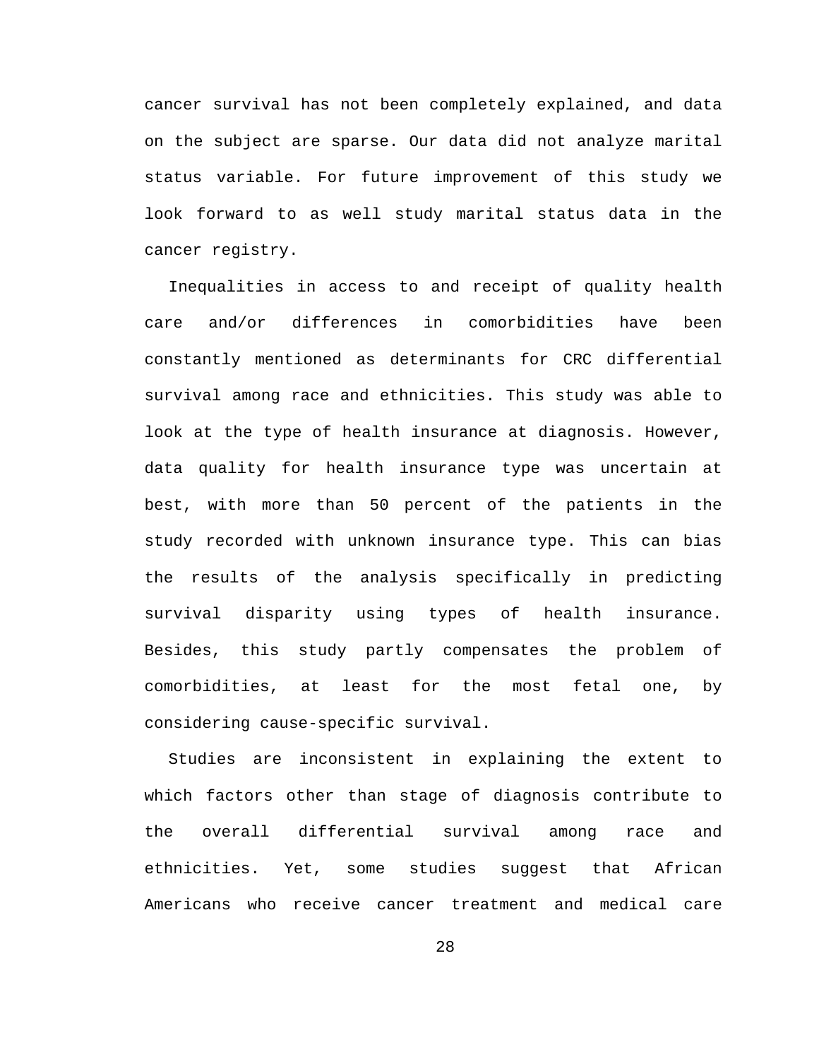cancer survival has not been completely explained, and data on the subject are sparse. Our data did not analyze marital status variable. For future improvement of this study we look forward to as well study marital status data in the cancer registry.

Inequalities in access to and receipt of quality health care and/or differences in comorbidities have been constantly mentioned as determinants for CRC differential survival among race and ethnicities. This study was able to look at the type of health insurance at diagnosis. However, data quality for health insurance type was uncertain at best, with more than 50 percent of the patients in the study recorded with unknown insurance type. This can bias the results of the analysis specifically in predicting survival disparity using types of health insurance. Besides, this study partly compensates the problem of comorbidities, at least for the most fetal one, by considering cause-specific survival.

Studies are inconsistent in explaining the extent to which factors other than stage of diagnosis contribute to the overall differential survival among race and ethnicities. Yet, some studies suggest that African Americans who receive cancer treatment and medical care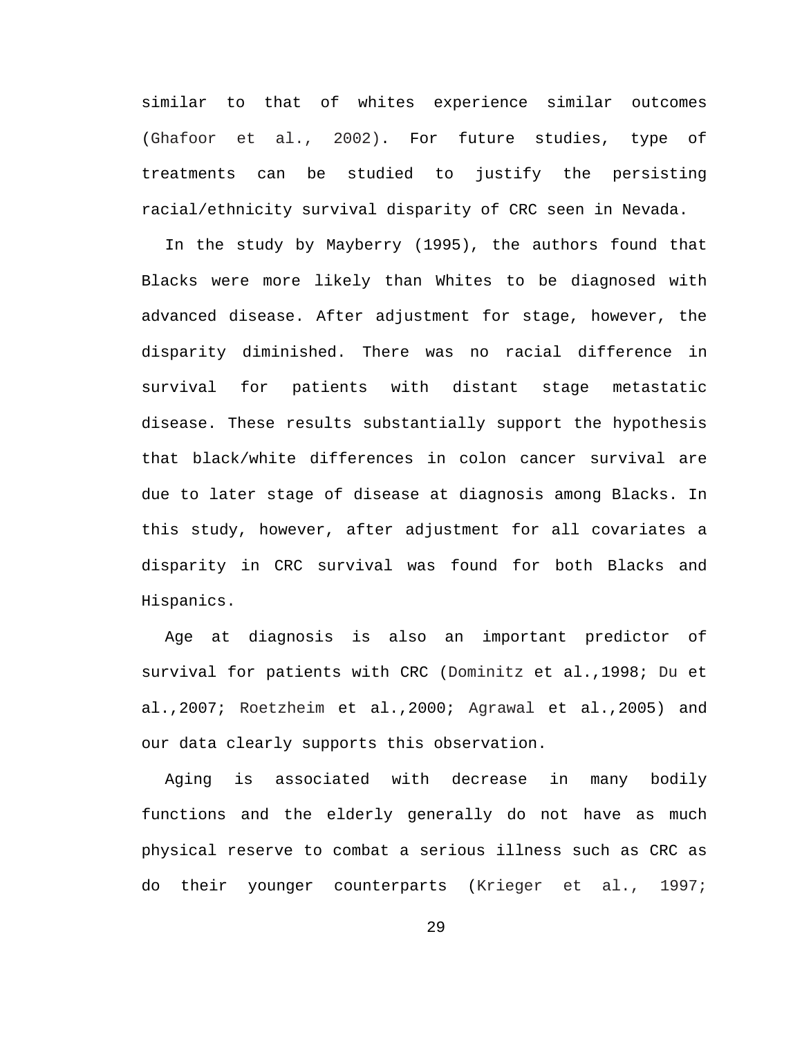similar to that of whites experience similar outcomes (Ghafoor et al., 2002). For future studies, type of treatments can be studied to justify the persisting racial/ethnicity survival disparity of CRC seen in Nevada.

In the study by Mayberry (1995), the authors found that Blacks were more likely than Whites to be diagnosed with advanced disease. After adjustment for stage, however, the disparity diminished. There was no racial difference in survival for patients with distant stage metastatic disease. These results substantially support the hypothesis that black/white differences in colon cancer survival are due to later stage of disease at diagnosis among Blacks. In this study, however, after adjustment for all covariates a disparity in CRC survival was found for both Blacks and Hispanics.

Age at diagnosis is also an important predictor of survival for patients with CRC (Dominitz et al.,1998; Du et al.,2007; Roetzheim et al.,2000; Agrawal et al.,2005) and our data clearly supports this observation.

Aging is associated with decrease in many bodily functions and the elderly generally do not have as much physical reserve to combat a serious illness such as CRC as do their younger counterparts (Krieger et al., 1997;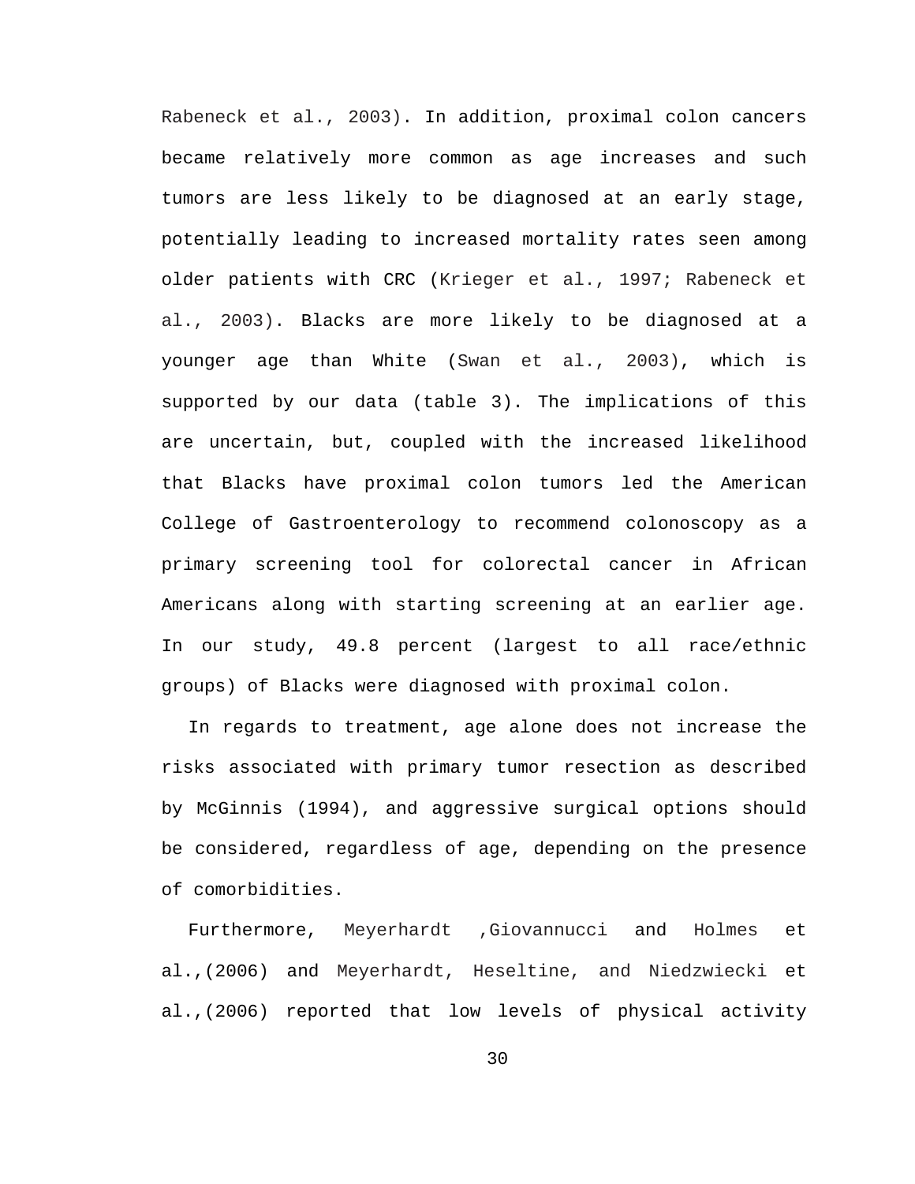Rabeneck et al., 2003). In addition, proximal colon cancers became relatively more common as age increases and such tumors are less likely to be diagnosed at an early stage, potentially leading to increased mortality rates seen among older patients with CRC (Krieger et al., 1997; Rabeneck et al., 2003). Blacks are more likely to be diagnosed at a younger age than White (Swan et al., 2003), which is supported by our data (table 3). The implications of this are uncertain, but, coupled with the increased likelihood that Blacks have proximal colon tumors led the American College of Gastroenterology to recommend colonoscopy as a primary screening tool for colorectal cancer in African Americans along with starting screening at an earlier age. In our study, 49.8 percent (largest to all race/ethnic groups) of Blacks were diagnosed with proximal colon.

In regards to treatment, age alone does not increase the risks associated with primary tumor resection as described by McGinnis (1994), and aggressive surgical options should be considered, regardless of age, depending on the presence of comorbidities.

Furthermore, Meyerhardt ,Giovannucci and Holmes et al.,(2006) and Meyerhardt, Heseltine, and Niedzwiecki et al.,(2006) reported that low levels of physical activity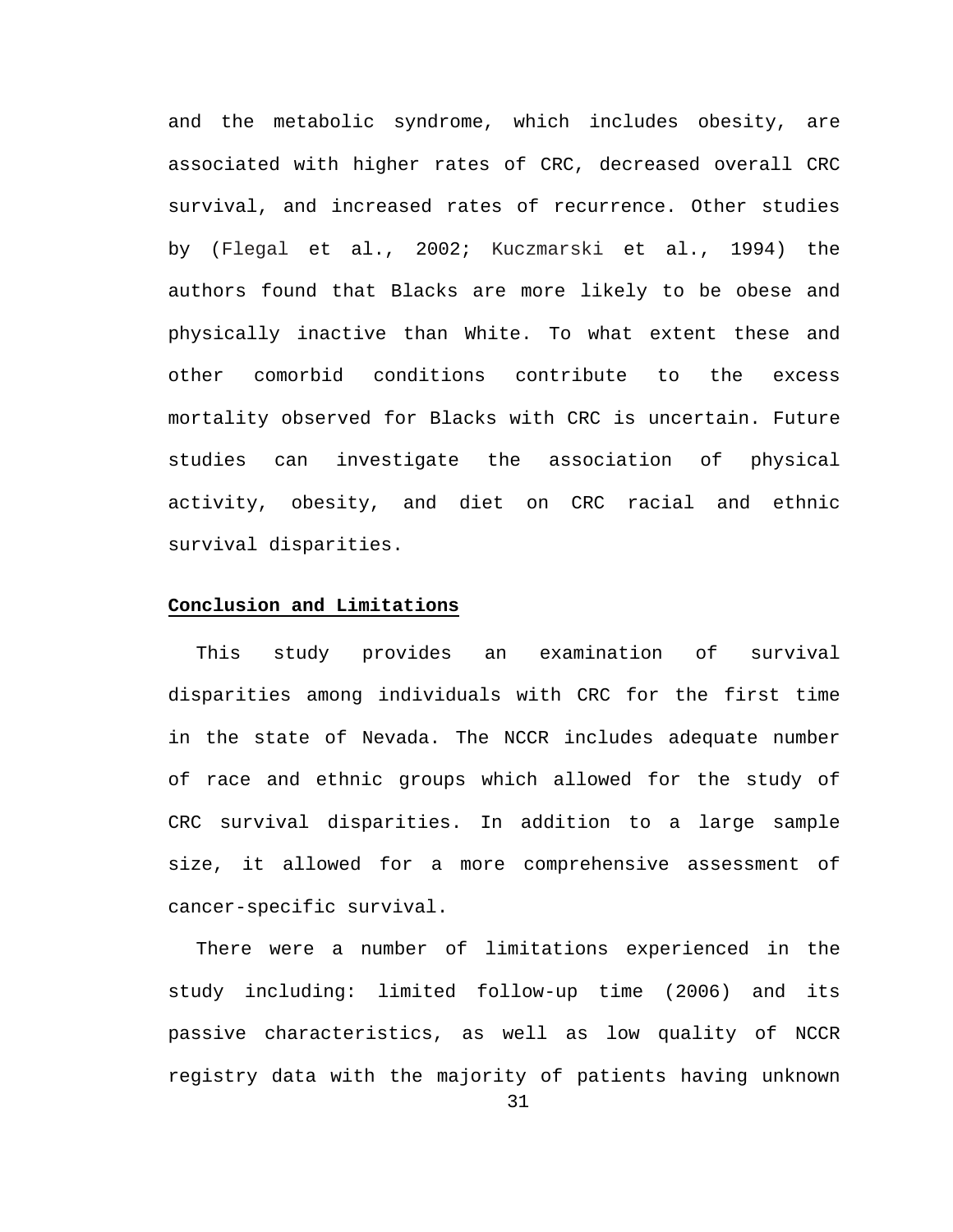and the metabolic syndrome, which includes obesity, are associated with higher rates of CRC, decreased overall CRC survival, and increased rates of recurrence. Other studies by (Flegal et al., 2002; Kuczmarski et al., 1994) the authors found that Blacks are more likely to be obese and physically inactive than White. To what extent these and other comorbid conditions contribute to the excess mortality observed for Blacks with CRC is uncertain. Future studies can investigate the association of physical activity, obesity, and diet on CRC racial and ethnic survival disparities.

**Conclusion and Limitations**

This study provides an examination of survival disparities among individuals with CRC for the first time in the state of Nevada. The NCCR includes adequate number of race and ethnic groups which allowed for the study of CRC survival disparities. In addition to a large sample size, it allowed for a more comprehensive assessment of cancer-specific survival.

There were a number of limitations experienced in the study including: limited follow-up time (2006) and its passive characteristics, as well as low quality of NCCR registry data with the majority of patients having unknown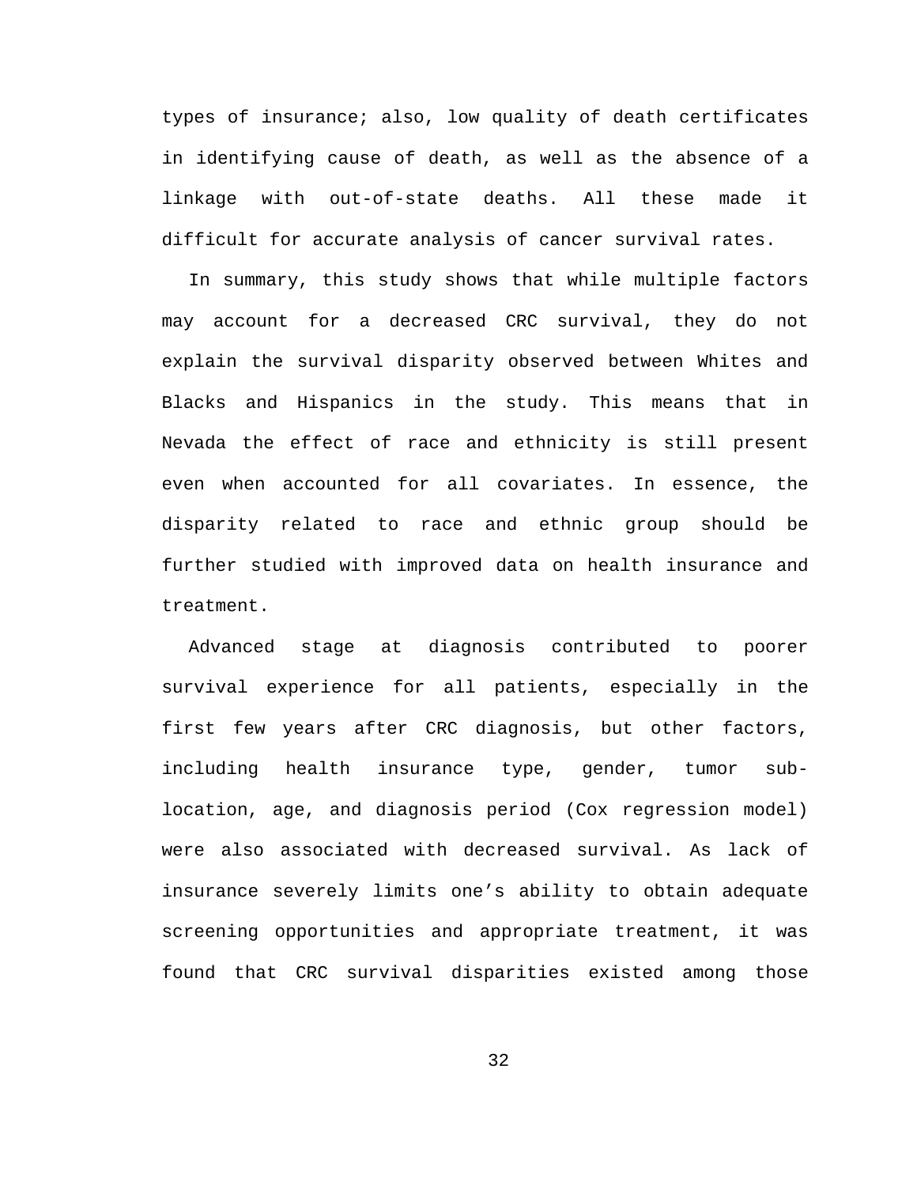types of insurance; also, low quality of death certificates in identifying cause of death, as well as the absence of a linkage with out-of-state deaths. All these made it difficult for accurate analysis of cancer survival rates.

In summary, this study shows that while multiple factors may account for a decreased CRC survival, they do not explain the survival disparity observed between Whites and Blacks and Hispanics in the study. This means that in Nevada the effect of race and ethnicity is still present even when accounted for all covariates. In essence, the disparity related to race and ethnic group should be further studied with improved data on health insurance and treatment.

Advanced stage at diagnosis contributed to poorer survival experience for all patients, especially in the first few years after CRC diagnosis, but other factors, including health insurance type, gender, tumor sub-location, age, and diagnosis period (Cox regression model) were also associated with decreased survival. As lack of insurance severely limits one's ability to obtain adequate screening opportunities and appropriate treatment, it was found that CRC survival disparities existed among those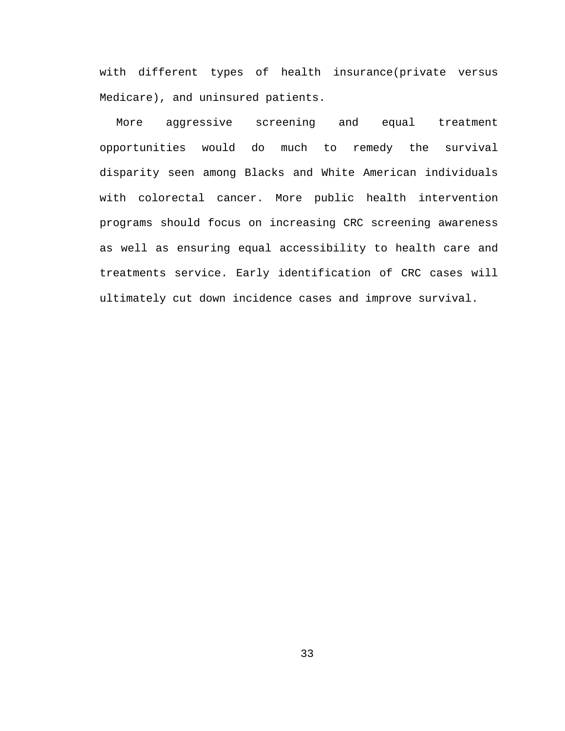with different types of health insurance(private versus Medicare), and uninsured patients.

More aggressive screening and equal treatment opportunities would do much to remedy the survival disparity seen among Blacks and White American individuals with colorectal cancer. More public health intervention programs should focus on increasing CRC screening awareness as well as ensuring equal accessibility to health care and treatments service. Early identification of CRC cases will ultimately cut down incidence cases and improve survival.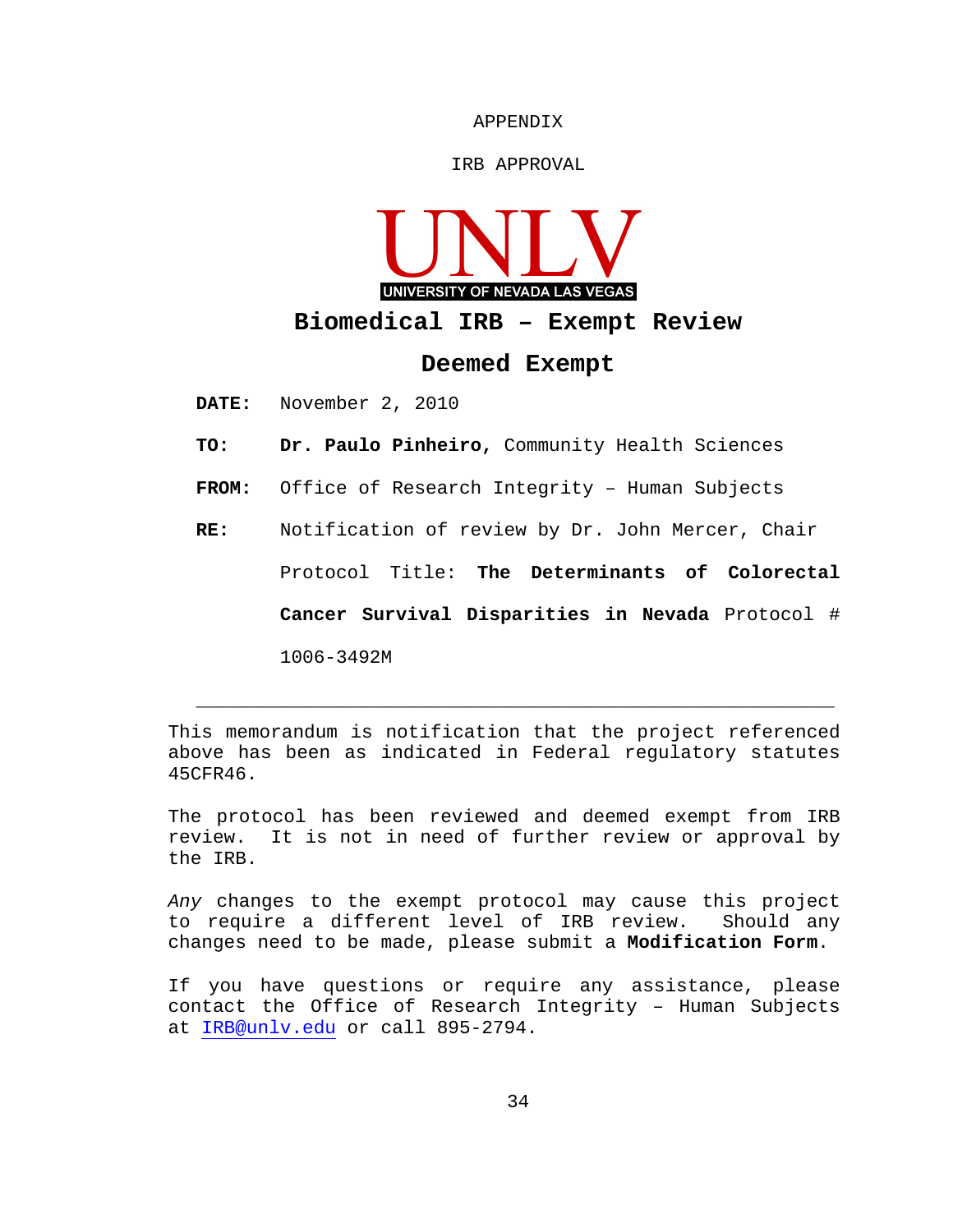APPENDIX

IRB APPROVAL

UNLV

UNIVERSITY OF NEVADA LAS VEGAS

## Biomedical IRB – Exempt Review

## Deemed Exempt

**DATE:** November 2, 2010

**TO:** **Dr. Paulo Pinheiro,** Community Health Sciences

**FROM:** Office of Research Integrity – Human Subjects

**RE:** Notification of review by Dr. John Mercer, Chair

Protocol Title: **The Determinants of Colorectal Cancer Survival Disparities in Nevada** Protocol # 1006-3492M

---

This memorandum is notification that the project referenced above has been as indicated in Federal regulatory statutes 45CFR46.

The protocol has been reviewed and deemed exempt from IRB review. It is not in need of further review or approval by the IRB.

*Any* changes to the exempt protocol may cause this project to require a different level of IRB review. Should any changes need to be made, please submit a **Modification Form**.

If you have questions or require any assistance, please contact the Office of Research Integrity – Human Subjects at IRB@unlv.edu or call 895-2794.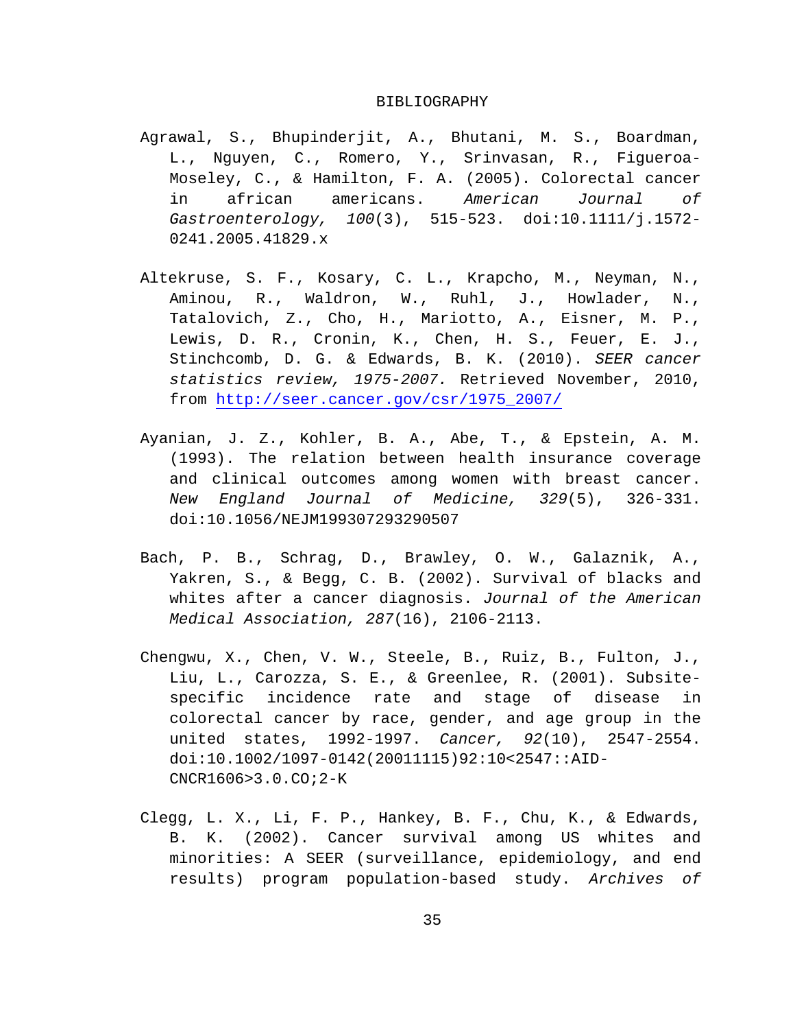# BIBLIOGRAPHY

Agrawal, S., Bhupinderjit, A., Bhutani, M. S., Boardman, L., Nguyen, C., Romero, Y., Srinvasan, R., Figueroa-Moseley, C., & Hamilton, F. A. (2005). Colorectal cancer in african americans. *American Journal of Gastroenterology, 100*(3), 515-523. doi:10.1111/j.1572-0241.2005.41829.x

Altekruse, S. F., Kosary, C. L., Krapcho, M., Neyman, N., Aminou, R., Waldron, W., Ruhl, J., Howlader, N., Tatalovich, Z., Cho, H., Mariotto, A., Eisner, M. P., Lewis, D. R., Cronin, K., Chen, H. S., Feuer, E. J., Stinchcomb, D. G. & Edwards, B. K. (2010). *SEER cancer statistics review, 1975-2007.* Retrieved November, 2010, from http://seer.cancer.gov/csr/1975_2007/

Ayanian, J. Z., Kohler, B. A., Abe, T., & Epstein, A. M. (1993). The relation between health insurance coverage and clinical outcomes among women with breast cancer. *New England Journal of Medicine, 329*(5), 326-331. doi:10.1056/NEJM199307293290507

Bach, P. B., Schrag, D., Brawley, O. W., Galaznik, A., Yakren, S., & Begg, C. B. (2002). Survival of blacks and whites after a cancer diagnosis. *Journal of the American Medical Association, 287*(16), 2106-2113.

Chengwu, X., Chen, V. W., Steele, B., Ruiz, B., Fulton, J., Liu, L., Carozza, S. E., & Greenlee, R. (2001). Subsite-specific incidence rate and stage of disease in colorectal cancer by race, gender, and age group in the united states, 1992-1997. *Cancer, 92*(10), 2547-2554. doi:10.1002/1097-0142(20011115)92:10<2547::AID-CNCR1606>3.0.CO;2-K

Clegg, L. X., Li, F. P., Hankey, B. F., Chu, K., & Edwards, B. K. (2002). Cancer survival among US whites and minorities: A SEER (surveillance, epidemiology, and end results) program population-based study. *Archives of*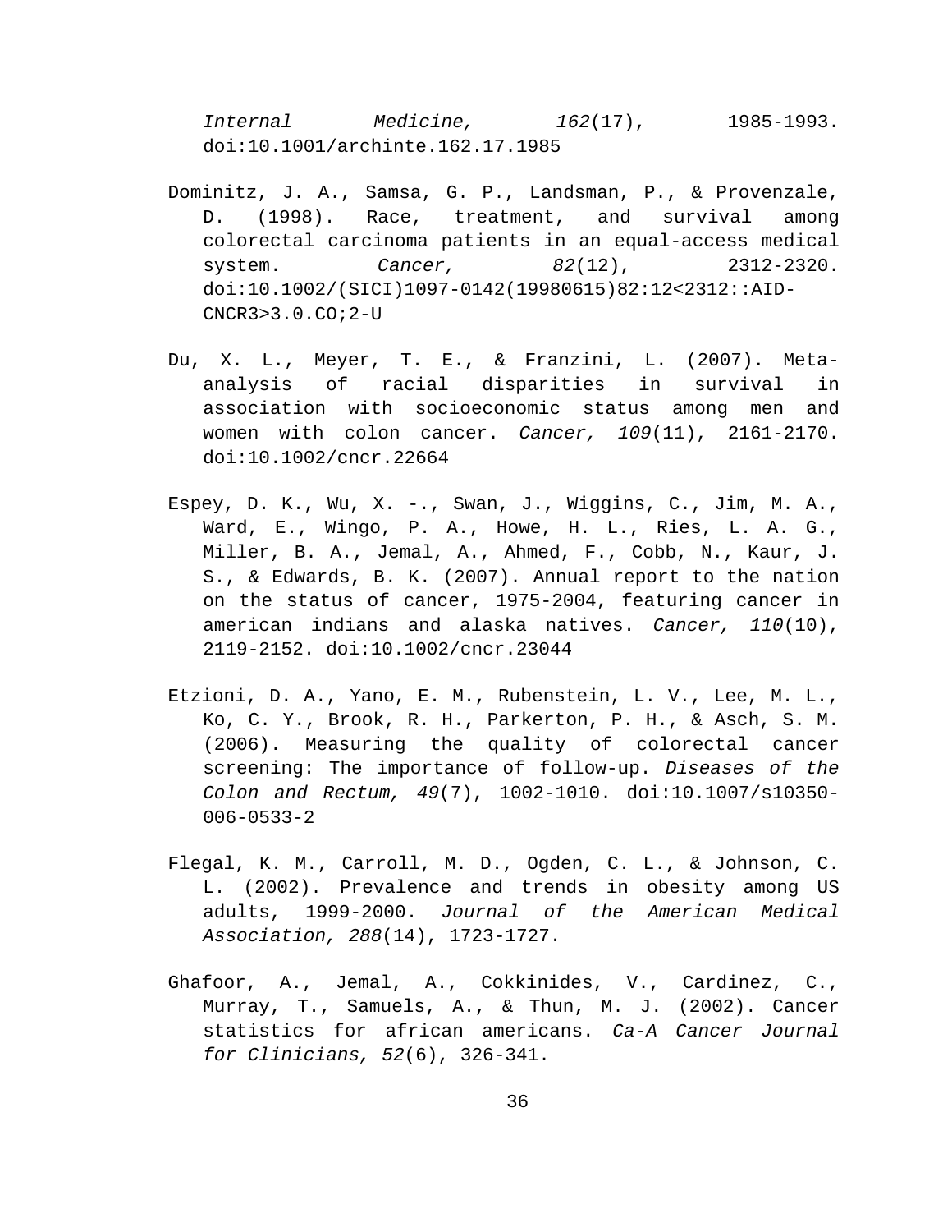*Internal Medicine, 162*(17), 1985-1993. doi:10.1001/archinte.162.17.1985

Dominitz, J. A., Samsa, G. P., Landsman, P., & Provenzale, D. (1998). Race, treatment, and survival among colorectal carcinoma patients in an equal-access medical system. *Cancer, 82*(12), 2312-2320. doi:10.1002/(SICI)1097-0142(19980615)82:12<2312::AID-CNCR3>3.0.CO;2-U

Du, X. L., Meyer, T. E., & Franzini, L. (2007). Meta-analysis of racial disparities in survival in association with socioeconomic status among men and women with colon cancer. *Cancer, 109*(11), 2161-2170. doi:10.1002/cncr.22664

Espey, D. K., Wu, X. -., Swan, J., Wiggins, C., Jim, M. A., Ward, E., Wingo, P. A., Howe, H. L., Ries, L. A. G., Miller, B. A., Jemal, A., Ahmed, F., Cobb, N., Kaur, J. S., & Edwards, B. K. (2007). Annual report to the nation on the status of cancer, 1975-2004, featuring cancer in american indians and alaska natives. *Cancer, 110*(10), 2119-2152. doi:10.1002/cncr.23044

Etzioni, D. A., Yano, E. M., Rubenstein, L. V., Lee, M. L., Ko, C. Y., Brook, R. H., Parkerton, P. H., & Asch, S. M. (2006). Measuring the quality of colorectal cancer screening: The importance of follow-up. *Diseases of the Colon and Rectum, 49*(7), 1002-1010. doi:10.1007/s10350-006-0533-2

Flegal, K. M., Carroll, M. D., Ogden, C. L., & Johnson, C. L. (2002). Prevalence and trends in obesity among US adults, 1999-2000. *Journal of the American Medical Association, 288*(14), 1723-1727.

Ghafoor, A., Jemal, A., Cokkinides, V., Cardinez, C., Murray, T., Samuels, A., & Thun, M. J. (2002). Cancer statistics for african americans. *Ca-A Cancer Journal for Clinicians, 52*(6), 326-341.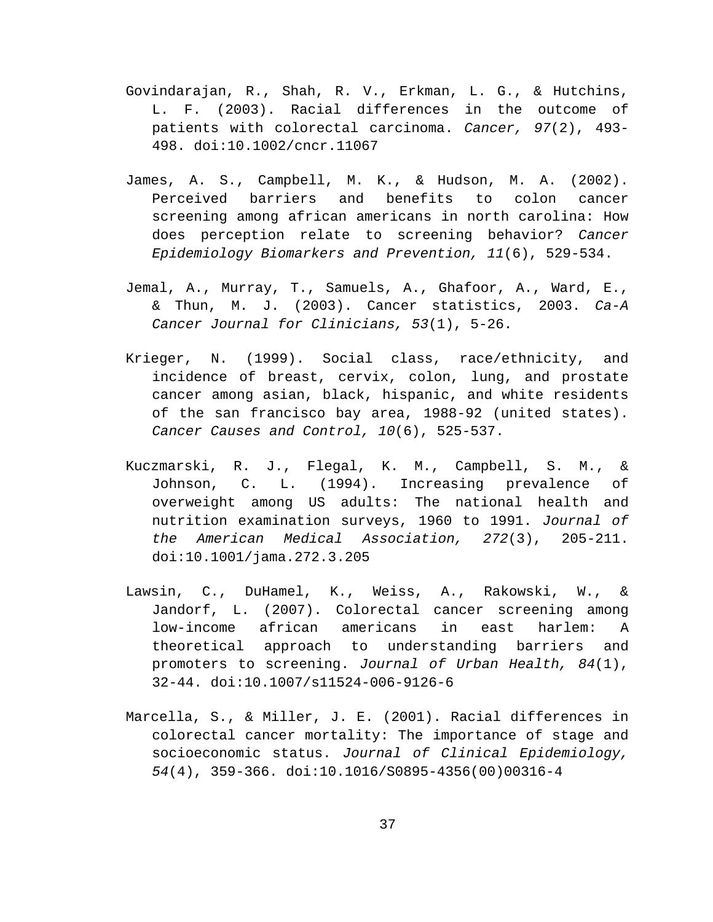Govindarajan, R., Shah, R. V., Erkman, L. G., & Hutchins, L. F. (2003). Racial differences in the outcome of patients with colorectal carcinoma. *Cancer, 97*(2), 493-498. doi:10.1002/cncr.11067

James, A. S., Campbell, M. K., & Hudson, M. A. (2002). Perceived barriers and benefits to colon cancer screening among african americans in north carolina: How does perception relate to screening behavior? *Cancer Epidemiology Biomarkers and Prevention, 11*(6), 529-534.

Jemal, A., Murray, T., Samuels, A., Ghafoor, A., Ward, E., & Thun, M. J. (2003). Cancer statistics, 2003. *Ca-A Cancer Journal for Clinicians, 53*(1), 5-26.

Krieger, N. (1999). Social class, race/ethnicity, and incidence of breast, cervix, colon, lung, and prostate cancer among asian, black, hispanic, and white residents of the san francisco bay area, 1988-92 (united states). *Cancer Causes and Control, 10*(6), 525-537.

Kuczmarski, R. J., Flegal, K. M., Campbell, S. M., & Johnson, C. L. (1994). Increasing prevalence of overweight among US adults: The national health and nutrition examination surveys, 1960 to 1991. *Journal of the American Medical Association, 272*(3), 205-211. doi:10.1001/jama.272.3.205

Lawsin, C., DuHamel, K., Weiss, A., Rakowski, W., & Jandorf, L. (2007). Colorectal cancer screening among low-income african americans in east harlem: A theoretical approach to understanding barriers and promoters to screening. *Journal of Urban Health, 84*(1), 32-44. doi:10.1007/s11524-006-9126-6

Marcella, S., & Miller, J. E. (2001). Racial differences in colorectal cancer mortality: The importance of stage and socioeconomic status. *Journal of Clinical Epidemiology, 54*(4), 359-366. doi:10.1016/S0895-4356(00)00316-4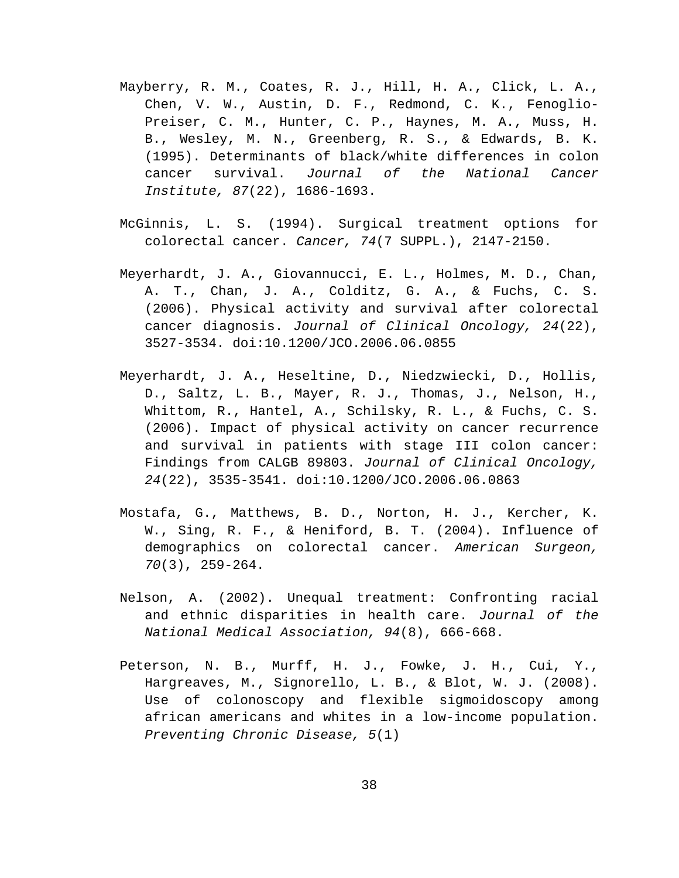Mayberry, R. M., Coates, R. J., Hill, H. A., Click, L. A., Chen, V. W., Austin, D. F., Redmond, C. K., Fenoglio-Preiser, C. M., Hunter, C. P., Haynes, M. A., Muss, H. B., Wesley, M. N., Greenberg, R. S., & Edwards, B. K. (1995). Determinants of black/white differences in colon cancer survival. *Journal of the National Cancer Institute, 87*(22), 1686-1693.

McGinnis, L. S. (1994). Surgical treatment options for colorectal cancer. *Cancer, 74*(7 SUPPL.), 2147-2150.

Meyerhardt, J. A., Giovannucci, E. L., Holmes, M. D., Chan, A. T., Chan, J. A., Colditz, G. A., & Fuchs, C. S. (2006). Physical activity and survival after colorectal cancer diagnosis. *Journal of Clinical Oncology, 24*(22), 3527-3534. doi:10.1200/JCO.2006.06.0855

Meyerhardt, J. A., Heseltine, D., Niedzwiecki, D., Hollis, D., Saltz, L. B., Mayer, R. J., Thomas, J., Nelson, H., Whittom, R., Hantel, A., Schilsky, R. L., & Fuchs, C. S. (2006). Impact of physical activity on cancer recurrence and survival in patients with stage III colon cancer: Findings from CALGB 89803. *Journal of Clinical Oncology, 24*(22), 3535-3541. doi:10.1200/JCO.2006.06.0863

Mostafa, G., Matthews, B. D., Norton, H. J., Kercher, K. W., Sing, R. F., & Heniford, B. T. (2004). Influence of demographics on colorectal cancer. *American Surgeon, 70*(3), 259-264.

Nelson, A. (2002). Unequal treatment: Confronting racial and ethnic disparities in health care. *Journal of the National Medical Association, 94*(8), 666-668.

Peterson, N. B., Murff, H. J., Fowke, J. H., Cui, Y., Hargreaves, M., Signorello, L. B., & Blot, W. J. (2008). Use of colonoscopy and flexible sigmoidoscopy among african americans and whites in a low-income population. *Preventing Chronic Disease, 5*(1)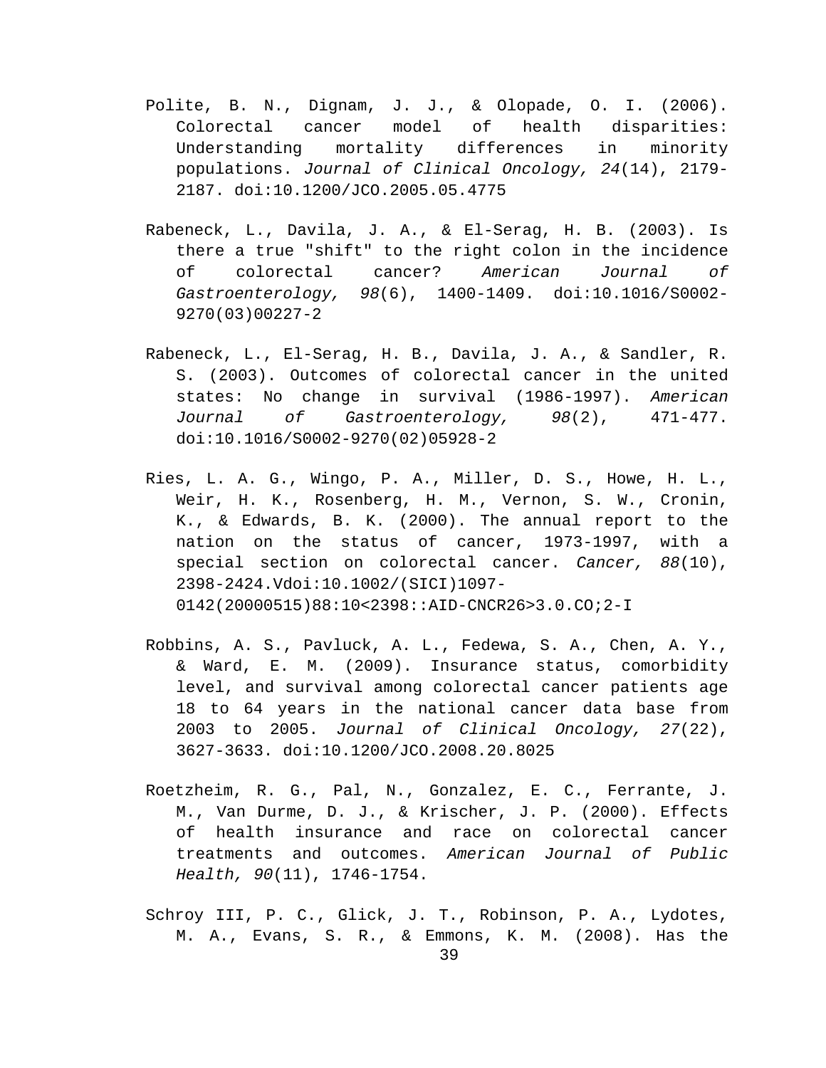Polite, B. N., Dignam, J. J., & Olopade, O. I. (2006). Colorectal cancer model of health disparities: Understanding mortality differences in minority populations. *Journal of Clinical Oncology, 24*(14), 2179-2187. doi:10.1200/JCO.2005.05.4775

Rabeneck, L., Davila, J. A., & El-Serag, H. B. (2003). Is there a true "shift" to the right colon in the incidence of colorectal cancer? *American Journal of Gastroenterology, 98*(6), 1400-1409. doi:10.1016/S0002-9270(03)00227-2

Rabeneck, L., El-Serag, H. B., Davila, J. A., & Sandler, R. S. (2003). Outcomes of colorectal cancer in the united states: No change in survival (1986-1997). *American Journal of Gastroenterology, 98*(2), 471-477. doi:10.1016/S0002-9270(02)05928-2

Ries, L. A. G., Wingo, P. A., Miller, D. S., Howe, H. L., Weir, H. K., Rosenberg, H. M., Vernon, S. W., Cronin, K., & Edwards, B. K. (2000). The annual report to the nation on the status of cancer, 1973-1997, with a special section on colorectal cancer. *Cancer, 88*(10), 2398-2424.Vdoi:10.1002/(SICI)1097-0142(20000515)88:10<2398::AID-CNCR26>3.0.CO;2-I

Robbins, A. S., Pavluck, A. L., Fedewa, S. A., Chen, A. Y., & Ward, E. M. (2009). Insurance status, comorbidity level, and survival among colorectal cancer patients age 18 to 64 years in the national cancer data base from 2003 to 2005. *Journal of Clinical Oncology, 27*(22), 3627-3633. doi:10.1200/JCO.2008.20.8025

Roetzheim, R. G., Pal, N., Gonzalez, E. C., Ferrante, J. M., Van Durme, D. J., & Krischer, J. P. (2000). Effects of health insurance and race on colorectal cancer treatments and outcomes. *American Journal of Public Health, 90*(11), 1746-1754.

Schroy III, P. C., Glick, J. T., Robinson, P. A., Lydotes, M. A., Evans, S. R., & Emmons, K. M. (2008). Has the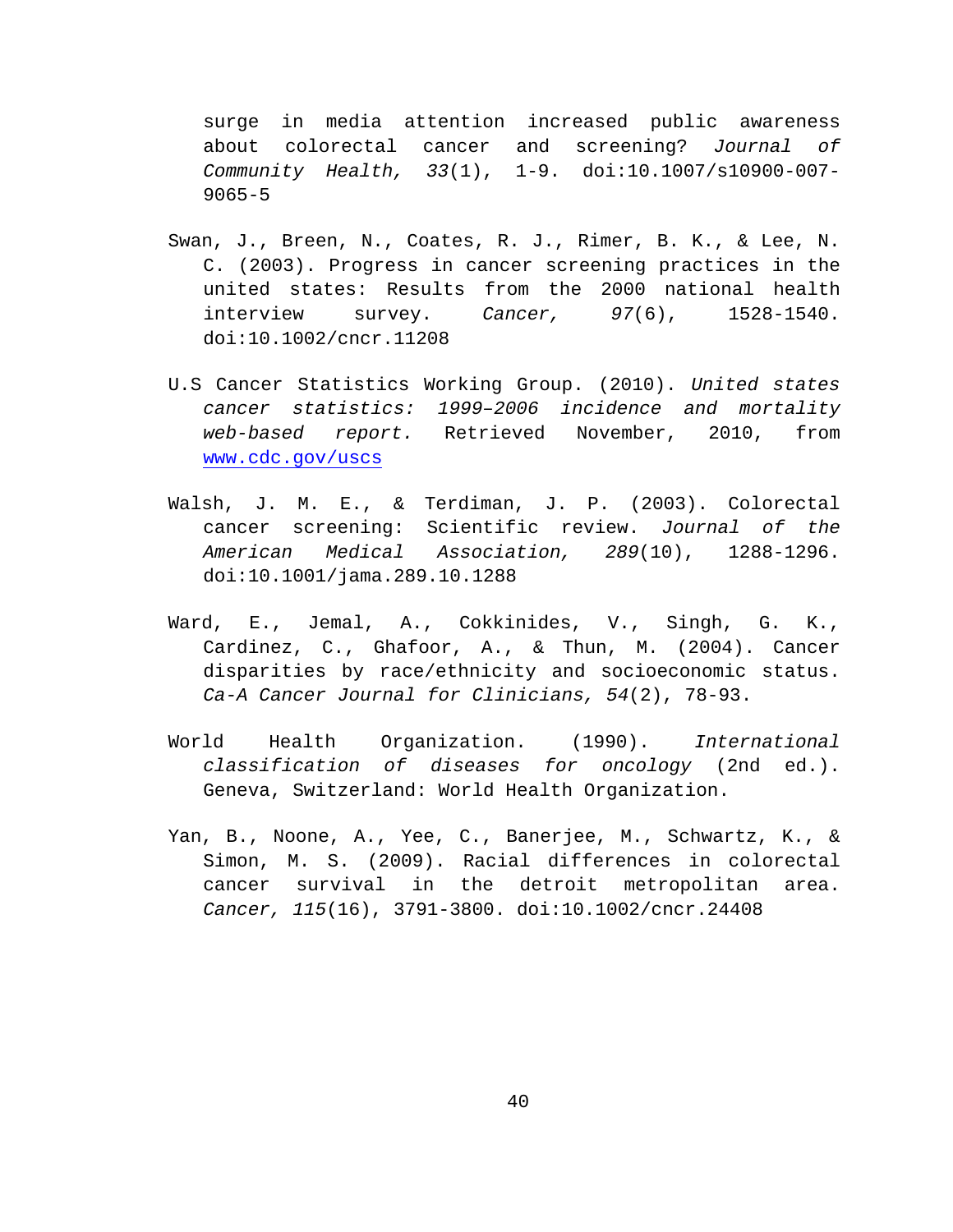surge in media attention increased public awareness about colorectal cancer and screening? *Journal of Community Health, 33*(1), 1-9. doi:10.1007/s10900-007-9065-5

Swan, J., Breen, N., Coates, R. J., Rimer, B. K., & Lee, N. C. (2003). Progress in cancer screening practices in the united states: Results from the 2000 national health interview survey. *Cancer, 97*(6), 1528-1540. doi:10.1002/cncr.11208

U.S Cancer Statistics Working Group. (2010). *United states cancer statistics: 1999–2006 incidence and mortality web-based report.* Retrieved November, 2010, from www.cdc.gov/uscs

Walsh, J. M. E., & Terdiman, J. P. (2003). Colorectal cancer screening: Scientific review. *Journal of the American Medical Association, 289*(10), 1288-1296. doi:10.1001/jama.289.10.1288

Ward, E., Jemal, A., Cokkinides, V., Singh, G. K., Cardinez, C., Ghafoor, A., & Thun, M. (2004). Cancer disparities by race/ethnicity and socioeconomic status. *Ca-A Cancer Journal for Clinicians, 54*(2), 78-93.

World Health Organization. (1990). *International classification of diseases for oncology* (2nd ed.). Geneva, Switzerland: World Health Organization.

Yan, B., Noone, A., Yee, C., Banerjee, M., Schwartz, K., & Simon, M. S. (2009). Racial differences in colorectal cancer survival in the detroit metropolitan area. *Cancer, 115*(16), 3791-3800. doi:10.1002/cncr.24408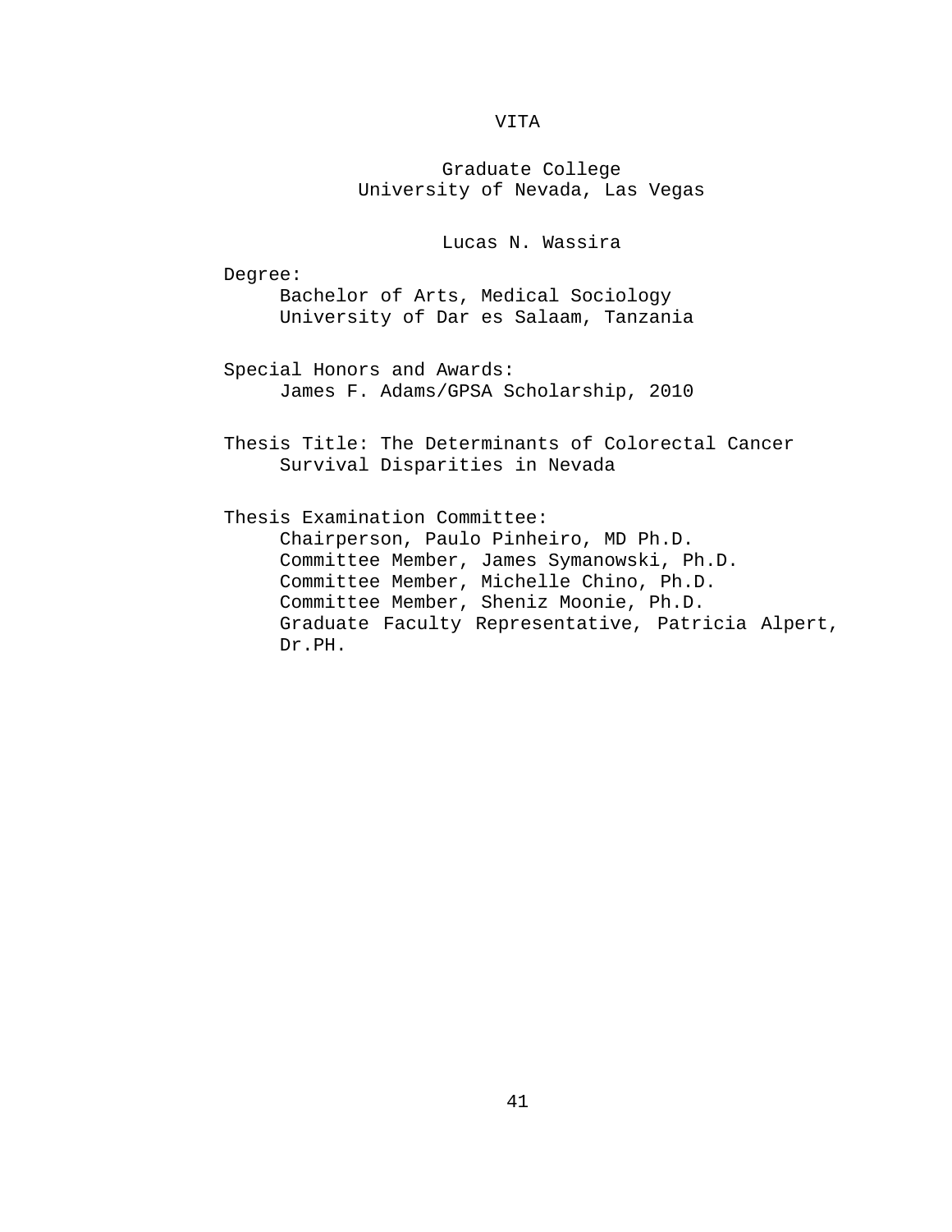# VITA

Graduate College
University of Nevada, Las Vegas

Lucas N. Wassira

Degree:
Bachelor of Arts, Medical Sociology
University of Dar es Salaam, Tanzania

Special Honors and Awards:
James F. Adams/GPSA Scholarship, 2010

Thesis Title: The Determinants of Colorectal Cancer Survival Disparities in Nevada

Thesis Examination Committee:
Chairperson, Paulo Pinheiro, MD Ph.D.
Committee Member, James Symanowski, Ph.D.
Committee Member, Michelle Chino, Ph.D.
Committee Member, Sheniz Moonie, Ph.D.
Graduate Faculty Representative, Patricia Alpert, Dr.PH.